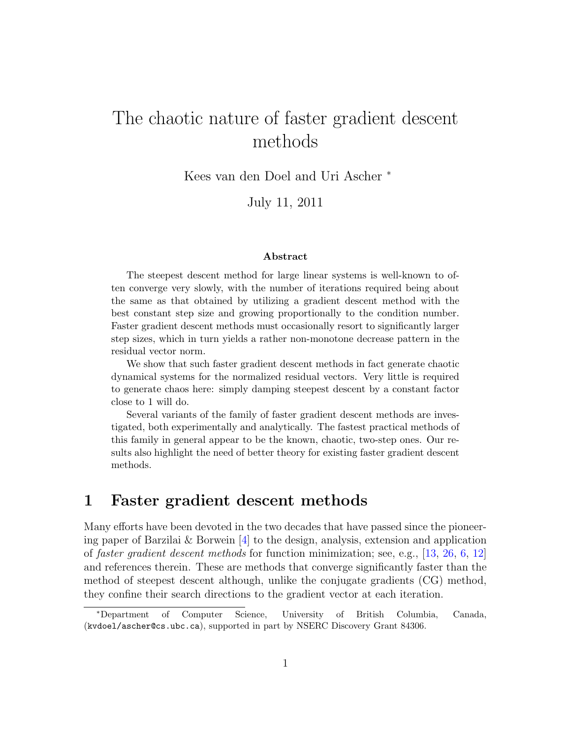# The chaotic nature of faster gradient descent methods

Kees van den Doel and Uri Ascher *

July 11, 2011

### Abstract

The steepest descent method for large linear systems is well-known to often converge very slowly, with the number of iterations required being about the same as that obtained by utilizing a gradient descent method with the best constant step size and growing proportionally to the condition number. Faster gradient descent methods must occasionally resort to significantly larger step sizes, which in turn yields a rather non-monotone decrease pattern in the residual vector norm.

We show that such faster gradient descent methods in fact generate chaotic dynamical systems for the normalized residual vectors. Very little is required to generate chaos here: simply damping steepest descent by a constant factor close to 1 will do.

Several variants of the family of faster gradient descent methods are investigated, both experimentally and analytically. The fastest practical methods of this family in general appear to be the known, chaotic, two-step ones. Our results also highlight the need of better theory for existing faster gradient descent methods.

## 1 Faster gradient descent methods

Many efforts have been devoted in the two decades that have passed since the pioneering paper of Barzilai & Borwein [4] to the design, analysis, extension and application of *faster gradient descent methods* for function minimization; see, e.g., [13, 26, 6, 12] and references therein. These are methods that converge significantly faster than the method of steepest descent although, unlike the conjugate gradients (CG) method, they confine their search directions to the gradient vector at each iteration.

---

*Department of Computer Science, University of British Columbia, Canada, (kvdoel/ascher@cs.ubc.ca), supported in part by NSERC Discovery Grant 84306.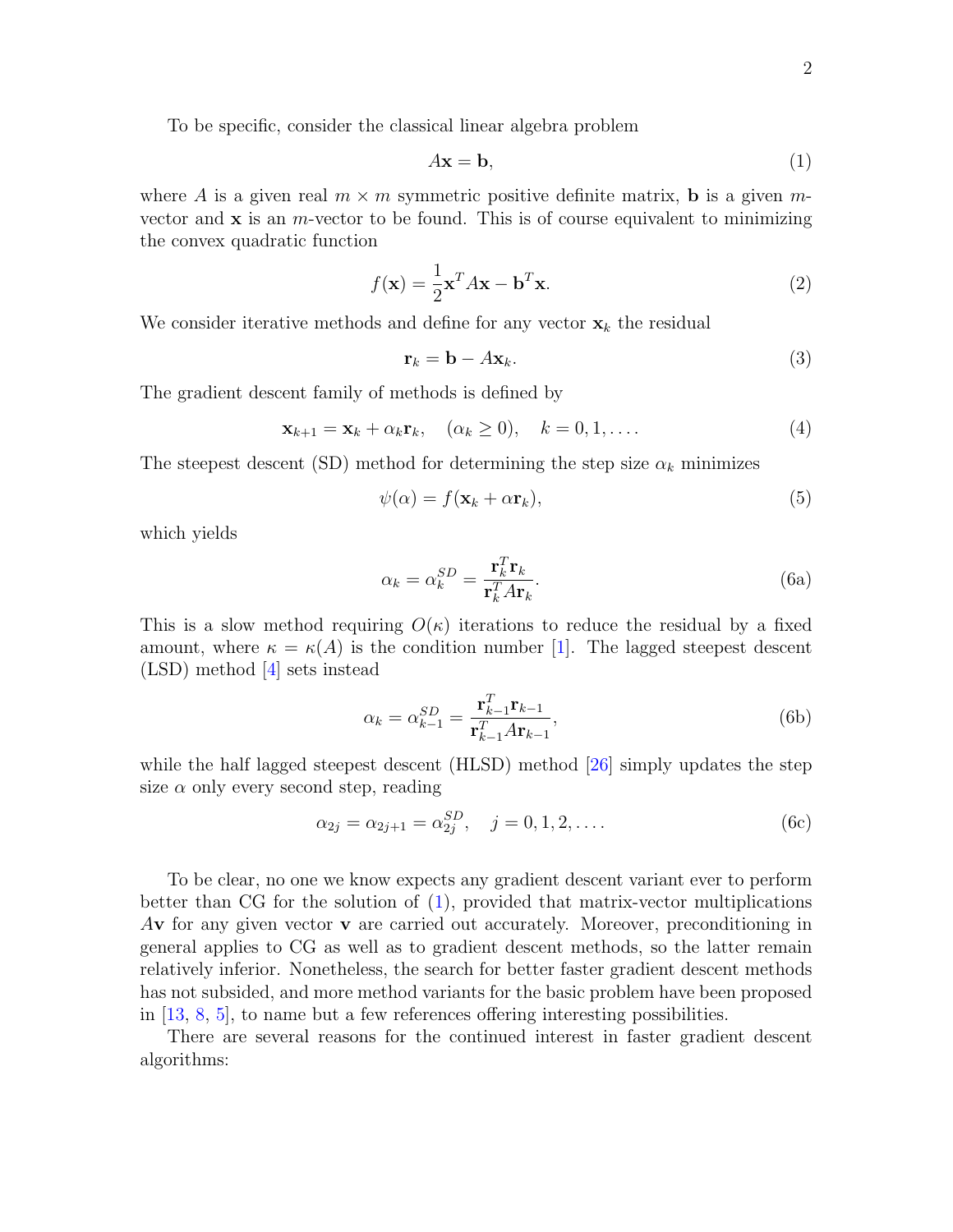To be specific, consider the classical linear algebra problem

$$A\mathbf{x} = \mathbf{b}, \tag{1}$$

where $A$ is a given real $m \times m$ symmetric positive definite matrix, $\mathbf{b}$ is a given $m$-vector and $\mathbf{x}$ is an $m$-vector to be found. This is of course equivalent to minimizing the convex quadratic function

$$f(\mathbf{x}) = \frac{1}{2}\mathbf{x}^T A\mathbf{x} - \mathbf{b}^T\mathbf{x}. \tag{2}$$

We consider iterative methods and define for any vector $\mathbf{x}_k$ the residual

$$\mathbf{r}_k = \mathbf{b} - A\mathbf{x}_k. \tag{3}$$

The gradient descent family of methods is defined by

$$\mathbf{x}_{k+1} = \mathbf{x}_k + \alpha_k \mathbf{r}_k, \quad (\alpha_k \geq 0), \quad k = 0, 1, \ldots. \tag{4}$$

The steepest descent (SD) method for determining the step size $\alpha_k$ minimizes

$$\psi(\alpha) = f(\mathbf{x}_k + \alpha\mathbf{r}_k), \tag{5}$$

which yields

$$\alpha_k = \alpha_k^{SD} = \frac{\mathbf{r}_k^T\mathbf{r}_k}{\mathbf{r}_k^T A\mathbf{r}_k}. \tag{6a}$$

This is a slow method requiring $O(\kappa)$ iterations to reduce the residual by a fixed amount, where $\kappa = \kappa(A)$ is the condition number [1]. The lagged steepest descent (LSD) method [4] sets instead

$$\alpha_k = \alpha_{k-1}^{SD} = \frac{\mathbf{r}_{k-1}^T\mathbf{r}_{k-1}}{\mathbf{r}_{k-1}^T A\mathbf{r}_{k-1}}, \tag{6b}$$

while the half lagged steepest descent (HLSD) method [26] simply updates the step size $\alpha$ only every second step, reading

$$\alpha_{2j} = \alpha_{2j+1} = \alpha_{2j}^{SD}, \quad j = 0, 1, 2, \ldots. \tag{6c}$$

To be clear, no one we know expects any gradient descent variant ever to perform better than CG for the solution of (1), provided that matrix-vector multiplications $A\mathbf{v}$ for any given vector $\mathbf{v}$ are carried out accurately. Moreover, preconditioning in general applies to CG as well as to gradient descent methods, so the latter remain relatively inferior. Nonetheless, the search for better faster gradient descent methods has not subsided, and more method variants for the basic problem have been proposed in [13, 8, 5], to name but a few references offering interesting possibilities.

There are several reasons for the continued interest in faster gradient descent algorithms: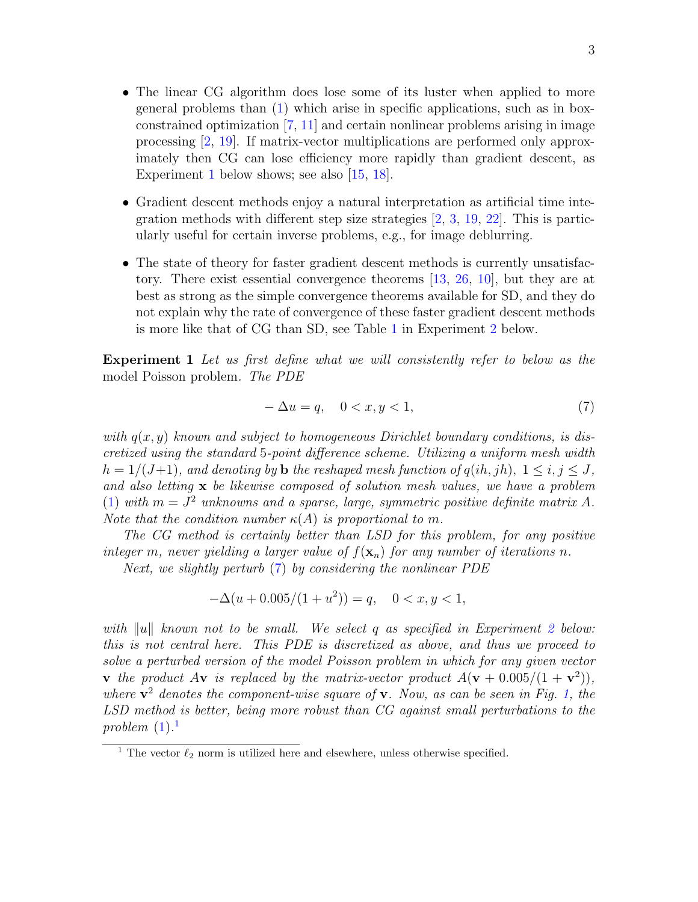- The linear CG algorithm does lose some of its luster when applied to more general problems than (1) which arise in specific applications, such as in box-constrained optimization [7, 11] and certain nonlinear problems arising in image processing [2, 19]. If matrix-vector multiplications are performed only approximately then CG can lose efficiency more rapidly than gradient descent, as Experiment 1 below shows; see also [15, 18].

- Gradient descent methods enjoy a natural interpretation as artificial time integration methods with different step size strategies [2, 3, 19, 22]. This is particularly useful for certain inverse problems, e.g., for image deblurring.

- The state of theory for faster gradient descent methods is currently unsatisfactory. There exist essential convergence theorems [13, 26, 10], but they are at best as strong as the simple convergence theorems available for SD, and they do not explain why the rate of convergence of these faster gradient descent methods is more like that of CG than SD, see Table 1 in Experiment 2 below.

**Experiment 1** *Let us first define what we will consistently refer to below as the* model Poisson problem*. The PDE*

$$-\Delta u = q, \quad 0 < x, y < 1, \tag{7}$$

*with $q(x, y)$ known and subject to homogeneous Dirichlet boundary conditions, is discretized using the standard 5-point difference scheme. Utilizing a uniform mesh width $h = 1/(J+1)$, and denoting by $\mathbf{b}$ the reshaped mesh function of $q(ih, jh)$, $1 \leq i, j \leq J$, and also letting $\mathbf{x}$ be likewise composed of solution mesh values, we have a problem (1) with $m = J^2$ unknowns and a sparse, large, symmetric positive definite matrix $A$. Note that the condition number $\kappa(A)$ is proportional to $m$.*

*The CG method is certainly better than LSD for this problem, for any positive integer $m$, never yielding a larger value of $f(\mathbf{x}_n)$ for any number of iterations $n$.*

*Next, we slightly perturb (7) by considering the nonlinear PDE*

$$-\Delta(u + 0.005/(1 + u^2)) = q, \quad 0 < x, y < 1,$$

*with $\|u\|$ known not to be small. We select $q$ as specified in Experiment 2 below: this is not central here. This PDE is discretized as above, and thus we proceed to solve a perturbed version of the model Poisson problem in which for any given vector $\mathbf{v}$ the product $A\mathbf{v}$ is replaced by the matrix-vector product $A(\mathbf{v} + 0.005/(1 + \mathbf{v}^2))$, where $\mathbf{v}^2$ denotes the component-wise square of $\mathbf{v}$. Now, as can be seen in Fig. 1, the LSD method is better, being more robust than CG against small perturbations to the problem (1).*[1]

[1] The vector $\ell_2$ norm is utilized here and elsewhere, unless otherwise specified.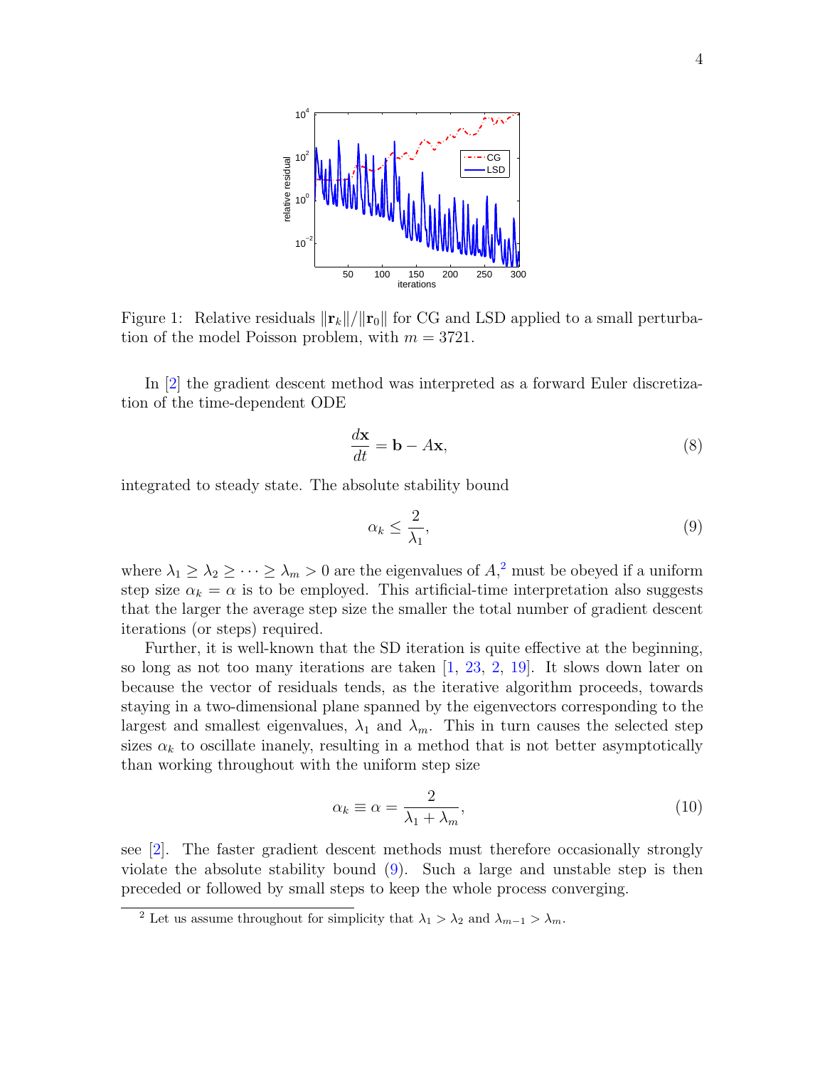Figure 1: Relative residuals $\|\mathbf{r}_k\|/\|\mathbf{r}_0\|$ for CG and LSD applied to a small perturbation of the model Poisson problem, with $m = 3721$.

In [2] the gradient descent method was interpreted as a forward Euler discretization of the time-dependent ODE

$$\frac{d\mathbf{x}}{dt} = \mathbf{b} - A\mathbf{x}, \tag{8}$$

integrated to steady state. The absolute stability bound

$$\alpha_k \leq \frac{2}{\lambda_1}, \tag{9}$$

where $\lambda_1 \geq \lambda_2 \geq \cdots \geq \lambda_m > 0$ are the eigenvalues of $A$,[2] must be obeyed if a uniform step size $\alpha_k = \alpha$ is to be employed. This artificial-time interpretation also suggests that the larger the average step size the smaller the total number of gradient descent iterations (or steps) required.

Further, it is well-known that the SD iteration is quite effective at the beginning, so long as not too many iterations are taken [1, 23, 2, 19]. It slows down later on because the vector of residuals tends, as the iterative algorithm proceeds, towards staying in a two-dimensional plane spanned by the eigenvectors corresponding to the largest and smallest eigenvalues, $\lambda_1$ and $\lambda_m$. This in turn causes the selected step sizes $\alpha_k$ to oscillate inanely, resulting in a method that is not better asymptotically than working throughout with the uniform step size

$$\alpha_k \equiv \alpha = \frac{2}{\lambda_1 + \lambda_m}, \tag{10}$$

see [2]. The faster gradient descent methods must therefore occasionally strongly violate the absolute stability bound (9). Such a large and unstable step is then preceded or followed by small steps to keep the whole process converging.

[2] Let us assume throughout for simplicity that $\lambda_1 > \lambda_2$ and $\lambda_{m-1} > \lambda_m$.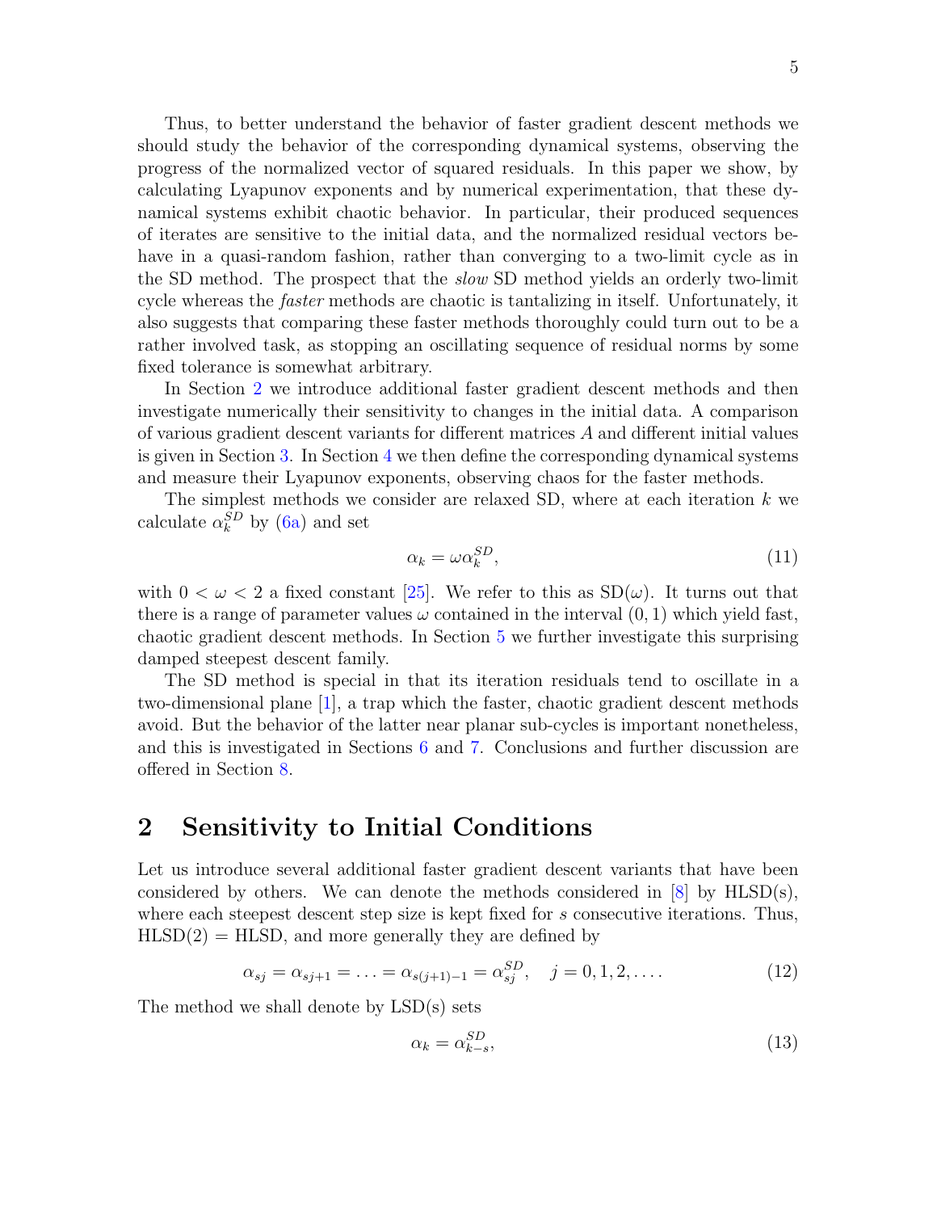Thus, to better understand the behavior of faster gradient descent methods we should study the behavior of the corresponding dynamical systems, observing the progress of the normalized vector of squared residuals. In this paper we show, by calculating Lyapunov exponents and by numerical experimentation, that these dynamical systems exhibit chaotic behavior. In particular, their produced sequences of iterates are sensitive to the initial data, and the normalized residual vectors behave in a quasi-random fashion, rather than converging to a two-limit cycle as in the SD method. The prospect that the *slow* SD method yields an orderly two-limit cycle whereas the *faster* methods are chaotic is tantalizing in itself. Unfortunately, it also suggests that comparing these faster methods thoroughly could turn out to be a rather involved task, as stopping an oscillating sequence of residual norms by some fixed tolerance is somewhat arbitrary.

In Section 2 we introduce additional faster gradient descent methods and then investigate numerically their sensitivity to changes in the initial data. A comparison of various gradient descent variants for different matrices $A$ and different initial values is given in Section 3. In Section 4 we then define the corresponding dynamical systems and measure their Lyapunov exponents, observing chaos for the faster methods.

The simplest methods we consider are relaxed SD, where at each iteration $k$ we calculate $\alpha_k^{SD}$ by (6a) and set

$$\alpha_k = \omega \alpha_k^{SD}, \tag{11}$$

with $0 < \omega < 2$ a fixed constant [25]. We refer to this as SD($\omega$). It turns out that there is a range of parameter values $\omega$ contained in the interval $(0, 1)$ which yield fast, chaotic gradient descent methods. In Section 5 we further investigate this surprising damped steepest descent family.

The SD method is special in that its iteration residuals tend to oscillate in a two-dimensional plane [1], a trap which the faster, chaotic gradient descent methods avoid. But the behavior of the latter near planar sub-cycles is important nonetheless, and this is investigated in Sections 6 and 7. Conclusions and further discussion are offered in Section 8.

## 2 Sensitivity to Initial Conditions

Let us introduce several additional faster gradient descent variants that have been considered by others. We can denote the methods considered in [8] by HLSD(s), where each steepest descent step size is kept fixed for $s$ consecutive iterations. Thus, HLSD(2) = HLSD, and more generally they are defined by

$$\alpha_{sj} = \alpha_{sj+1} = \ldots = \alpha_{s(j+1)-1} = \alpha_{sj}^{SD}, \quad j = 0, 1, 2, \ldots. \tag{12}$$

The method we shall denote by LSD(s) sets

$$\alpha_k = \alpha_{k-s}^{SD}, \tag{13}$$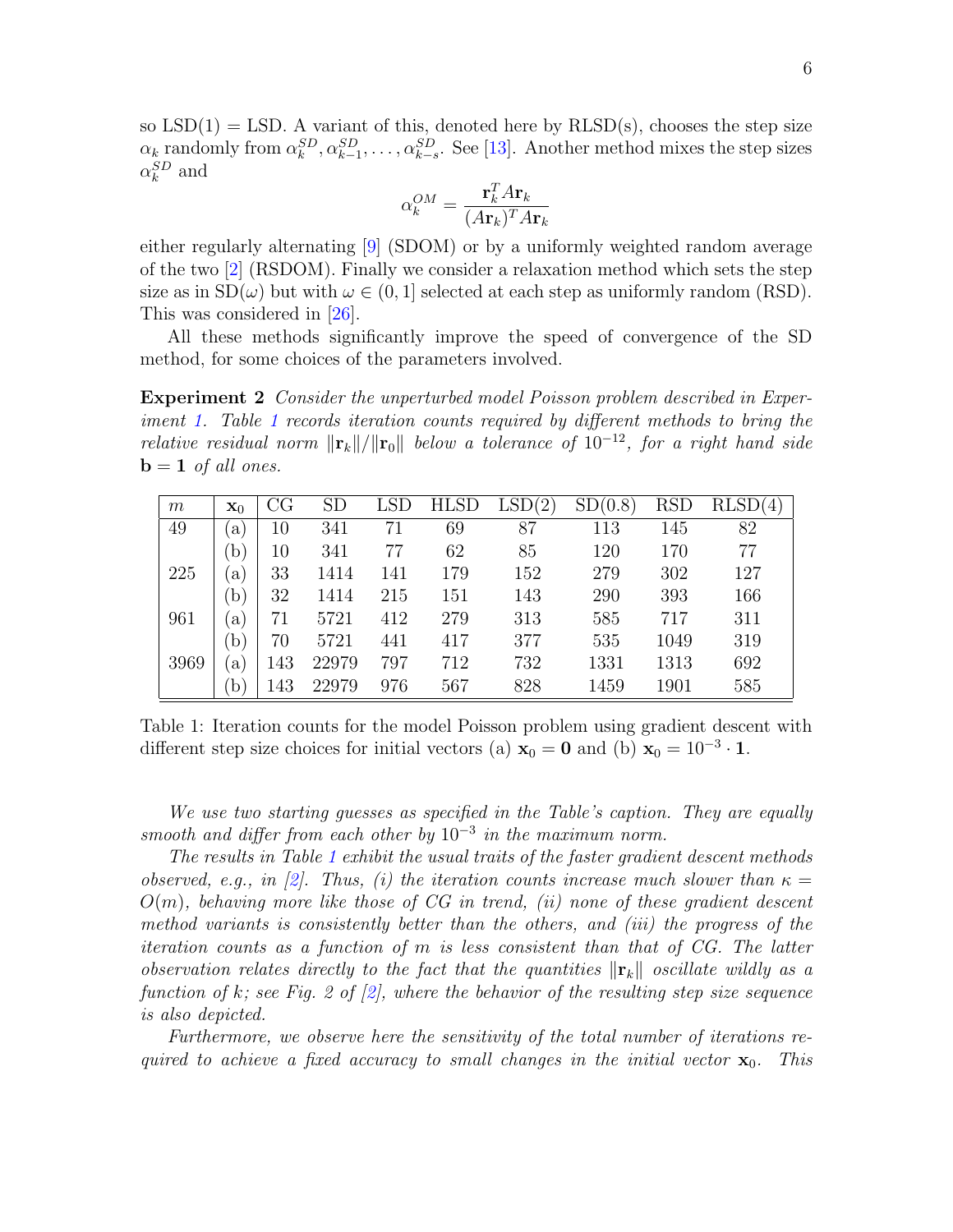so LSD(1) = LSD. A variant of this, denoted here by RLSD(s), chooses the step size $\alpha_k$ randomly from $\alpha_k^{SD}, \alpha_{k-1}^{SD}, \ldots, \alpha_{k-s}^{SD}$. See [13]. Another method mixes the step sizes $\alpha_k^{SD}$ and

$$\alpha_k^{OM} = \frac{\mathbf{r}_k^T A \mathbf{r}_k}{(A\mathbf{r}_k)^T A \mathbf{r}_k}$$

either regularly alternating [9] (SDOM) or by a uniformly weighted random average of the two [2] (RSDOM). Finally we consider a relaxation method which sets the step size as in SD($\omega$) but with $\omega \in (0, 1]$ selected at each step as uniformly random (RSD). This was considered in [26].

All these methods significantly improve the speed of convergence of the SD method, for some choices of the parameters involved.

**Experiment 2** *Consider the unperturbed model Poisson problem described in Experiment 1. Table 1 records iteration counts required by different methods to bring the relative residual norm $\|\mathbf{r}_k\|/\|\mathbf{r}_0\|$ below a tolerance of $10^{-12}$, for a right hand side $\mathbf{b} = \mathbf{1}$ of all ones.*

| $m$ | $\mathbf{x}_0$ | CG | SD | LSD | HLSD | LSD(2) | SD(0.8) | RSD | RLSD(4) |
|---|---|---|---|---|---|---|---|---|---|
| 49 | (a) | 10 | 341 | 71 | 69 | 87 | 113 | 145 | 82 |
| | (b) | 10 | 341 | 77 | 62 | 85 | 120 | 170 | 77 |
| 225 | (a) | 33 | 1414 | 141 | 179 | 152 | 279 | 302 | 127 |
| | (b) | 32 | 1414 | 215 | 151 | 143 | 290 | 393 | 166 |
| 961 | (a) | 71 | 5721 | 412 | 279 | 313 | 585 | 717 | 311 |
| | (b) | 70 | 5721 | 441 | 417 | 377 | 535 | 1049 | 319 |
| 3969 | (a) | 143 | 22979 | 797 | 712 | 732 | 1331 | 1313 | 692 |
| | (b) | 143 | 22979 | 976 | 567 | 828 | 1459 | 1901 | 585 |

Table 1: Iteration counts for the model Poisson problem using gradient descent with different step size choices for initial vectors (a) $\mathbf{x}_0 = \mathbf{0}$ and (b) $\mathbf{x}_0 = 10^{-3} \cdot \mathbf{1}$.

*We use two starting guesses as specified in the Table's caption. They are equally smooth and differ from each other by $10^{-3}$ in the maximum norm.*

*The results in Table 1 exhibit the usual traits of the faster gradient descent methods observed, e.g., in [2]. Thus, (i) the iteration counts increase much slower than $\kappa = O(m)$, behaving more like those of CG in trend, (ii) none of these gradient descent method variants is consistently better than the others, and (iii) the progress of the iteration counts as a function of $m$ is less consistent than that of CG. The latter observation relates directly to the fact that the quantities $\|\mathbf{r}_k\|$ oscillate wildly as a function of $k$; see Fig. 2 of [2], where the behavior of the resulting step size sequence is also depicted.*

*Furthermore, we observe here the sensitivity of the total number of iterations required to achieve a fixed accuracy to small changes in the initial vector $\mathbf{x}_0$. This*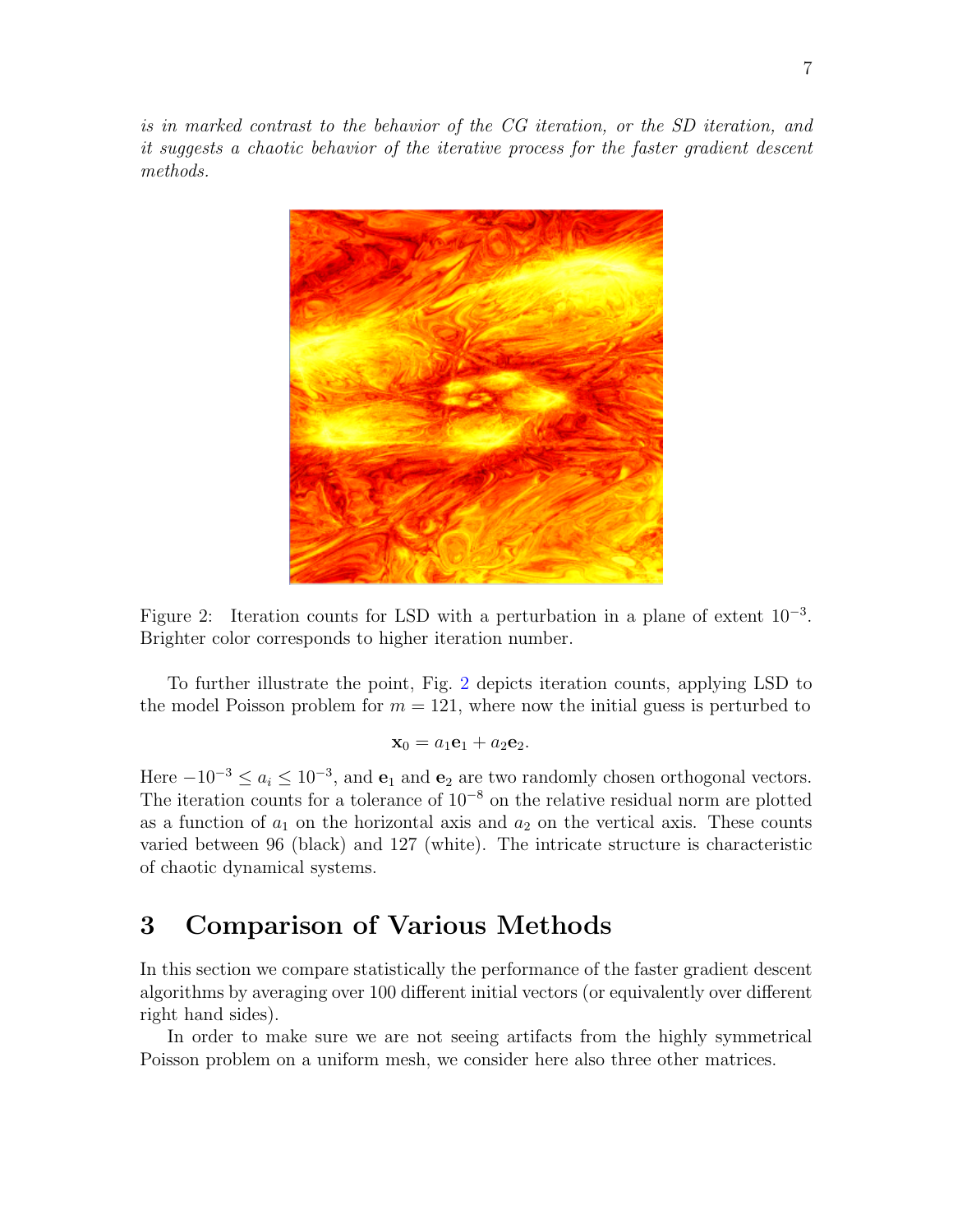*is in marked contrast to the behavior of the CG iteration, or the SD iteration, and it suggests a chaotic behavior of the iterative process for the faster gradient descent methods.*

Figure 2: Iteration counts for LSD with a perturbation in a plane of extent $10^{-3}$. Brighter color corresponds to higher iteration number.

To further illustrate the point, Fig. 2 depicts iteration counts, applying LSD to the model Poisson problem for $m = 121$, where now the initial guess is perturbed to

$$\mathbf{x}_0 = a_1\mathbf{e}_1 + a_2\mathbf{e}_2.$$

Here $-10^{-3} \leq a_i \leq 10^{-3}$, and $\mathbf{e}_1$ and $\mathbf{e}_2$ are two randomly chosen orthogonal vectors. The iteration counts for a tolerance of $10^{-8}$ on the relative residual norm are plotted as a function of $a_1$ on the horizontal axis and $a_2$ on the vertical axis. These counts varied between 96 (black) and 127 (white). The intricate structure is characteristic of chaotic dynamical systems.

# 3 Comparison of Various Methods

In this section we compare statistically the performance of the faster gradient descent algorithms by averaging over 100 different initial vectors (or equivalently over different right hand sides).

In order to make sure we are not seeing artifacts from the highly symmetrical Poisson problem on a uniform mesh, we consider here also three other matrices.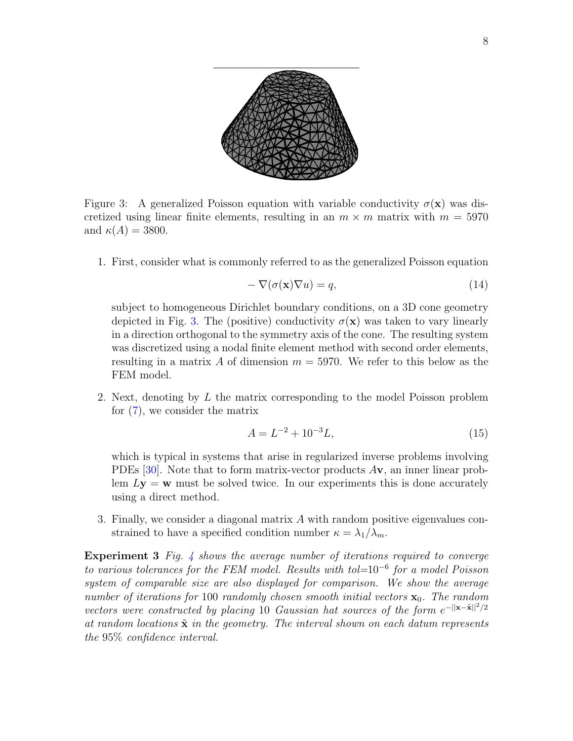Figure 3: A generalized Poisson equation with variable conductivity $\sigma(\mathbf{x})$ was discretized using linear finite elements, resulting in an $m \times m$ matrix with $m = 5970$ and $\kappa(A) = 3800$.

1. First, consider what is commonly referred to as the generalized Poisson equation

$$-\nabla(\sigma(\mathbf{x})\nabla u) = q, \tag{14}$$

subject to homogeneous Dirichlet boundary conditions, on a 3D cone geometry depicted in Fig. 3. The (positive) conductivity $\sigma(\mathbf{x})$ was taken to vary linearly in a direction orthogonal to the symmetry axis of the cone. The resulting system was discretized using a nodal finite element method with second order elements, resulting in a matrix $A$ of dimension $m = 5970$. We refer to this below as the FEM model.

2. Next, denoting by $L$ the matrix corresponding to the model Poisson problem for (7), we consider the matrix

$$A = L^{-2} + 10^{-3}L, \tag{15}$$

which is typical in systems that arise in regularized inverse problems involving PDEs [30]. Note that to form matrix-vector products $A\mathbf{v}$, an inner linear problem $L\mathbf{y} = \mathbf{w}$ must be solved twice. In our experiments this is done accurately using a direct method.

3. Finally, we consider a diagonal matrix $A$ with random positive eigenvalues constrained to have a specified condition number $\kappa = \lambda_1/\lambda_m$.

**Experiment 3** *Fig. 4 shows the average number of iterations required to converge to various tolerances for the FEM model. Results with tol=$10^{-6}$ for a model Poisson system of comparable size are also displayed for comparison. We show the average number of iterations for 100 randomly chosen smooth initial vectors $\mathbf{x}_0$. The random vectors were constructed by placing 10 Gaussian hat sources of the form $e^{-||\mathbf{x}-\tilde{\mathbf{x}}||^2/2}$ at random locations $\tilde{\mathbf{x}}$ in the geometry. The interval shown on each datum represents the 95% confidence interval.*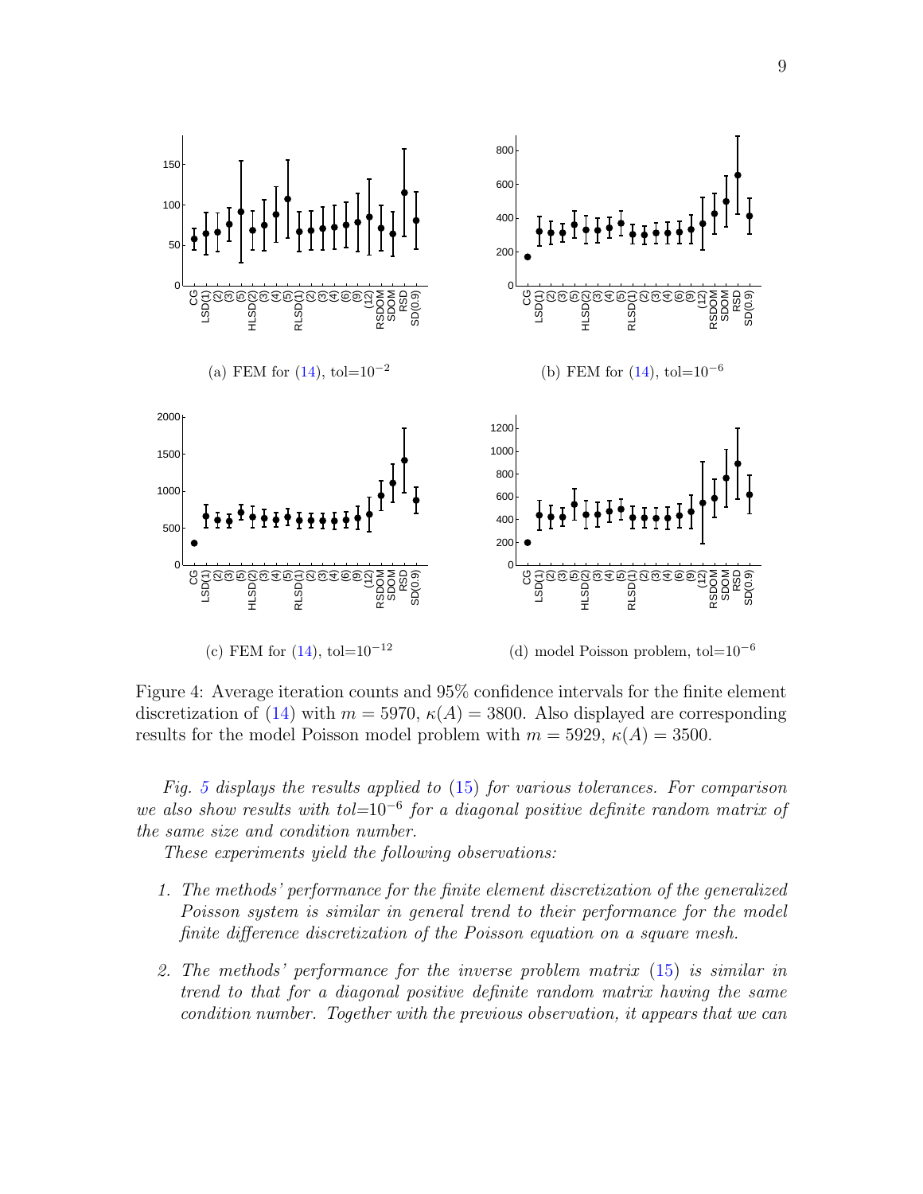(a) FEM for (14), tol=$10^{-2}$

(b) FEM for (14), tol=$10^{-6}$

(c) FEM for (14), tol=$10^{-12}$

(d) model Poisson problem, tol=$10^{-6}$

Figure 4: Average iteration counts and 95% confidence intervals for the finite element discretization of (14) with $m = 5970$, $\kappa(A) = 3800$. Also displayed are corresponding results for the model Poisson model problem with $m = 5929$, $\kappa(A) = 3500$.

*Fig. 5 displays the results applied to (15) for various tolerances. For comparison we also show results with tol=$10^{-6}$ for a diagonal positive definite random matrix of the same size and condition number.*

*These experiments yield the following observations:*

1. *The methods' performance for the finite element discretization of the generalized Poisson system is similar in general trend to their performance for the model finite difference discretization of the Poisson equation on a square mesh.*

2. *The methods' performance for the inverse problem matrix (15) is similar in trend to that for a diagonal positive definite random matrix having the same condition number. Together with the previous observation, it appears that we can*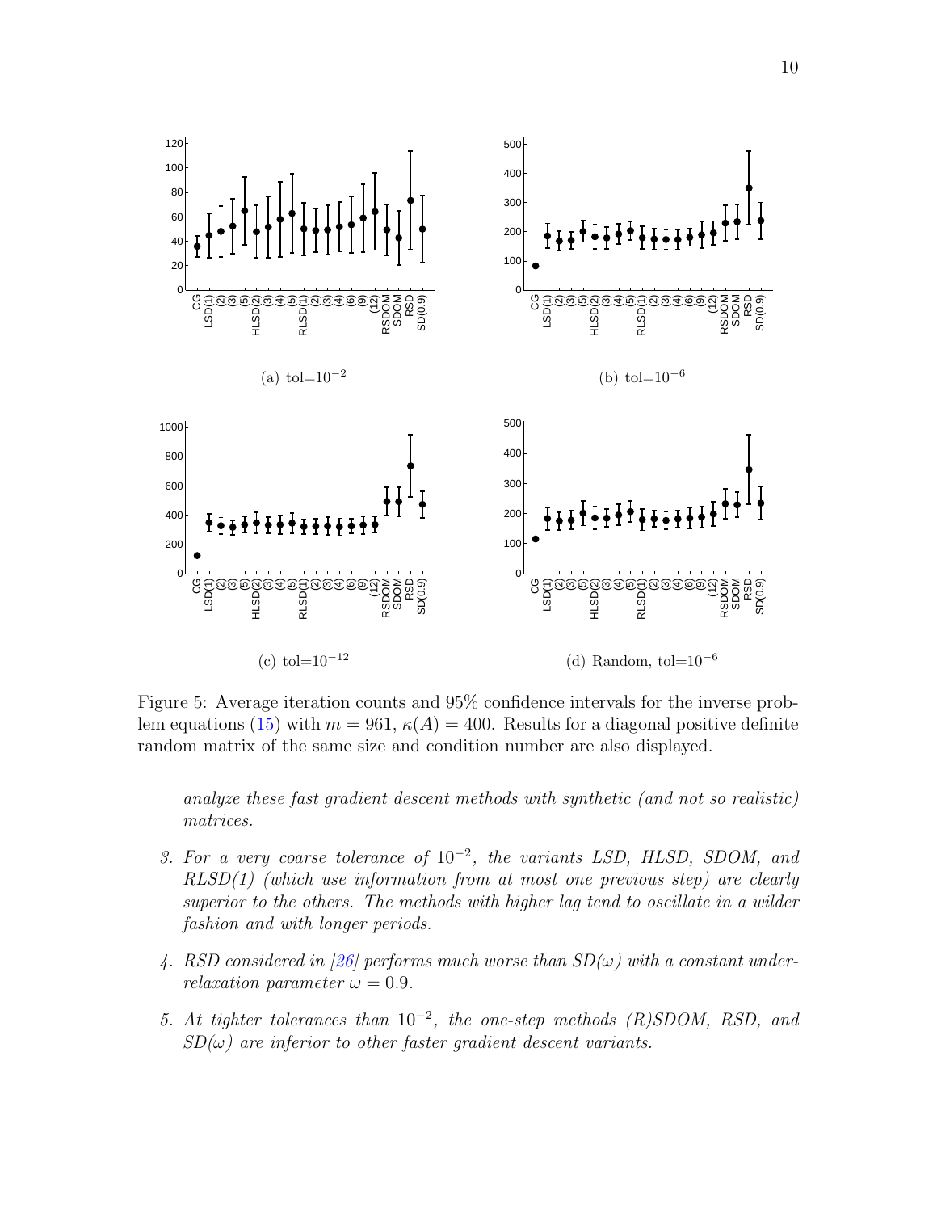(a) tol=$10^{-2}$

(b) tol=$10^{-6}$

(c) tol=$10^{-12}$

(d) Random, tol=$10^{-6}$

Figure 5: Average iteration counts and 95% confidence intervals for the inverse problem equations (15) with $m = 961$, $\kappa(A) = 400$. Results for a diagonal positive definite random matrix of the same size and condition number are also displayed.

*analyze these fast gradient descent methods with synthetic (and not so realistic) matrices.*

3. *For a very coarse tolerance of $10^{-2}$, the variants LSD, HLSD, SDOM, and RLSD(1) (which use information from at most one previous step) are clearly superior to the others. The methods with higher lag tend to oscillate in a wilder fashion and with longer periods.*

4. *RSD considered in [26] performs much worse than SD($\omega$) with a constant under-relaxation parameter $\omega = 0.9$.*

5. *At tighter tolerances than $10^{-2}$, the one-step methods (R)SDOM, RSD, and SD($\omega$) are inferior to other faster gradient descent variants.*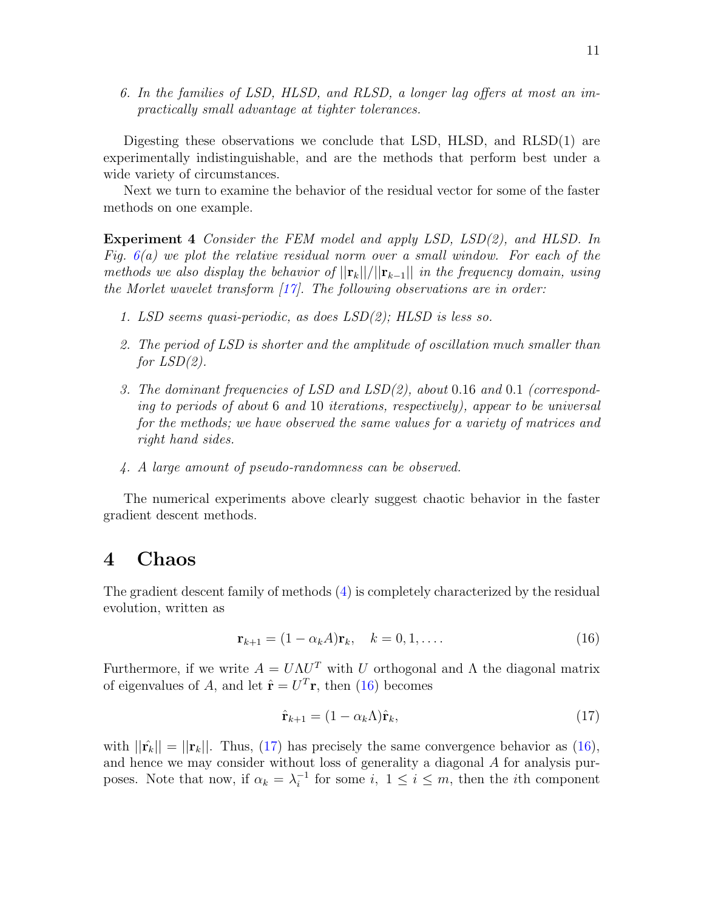6. *In the families of LSD, HLSD, and RLSD, a longer lag offers at most an impractically small advantage at tighter tolerances.*

Digesting these observations we conclude that LSD, HLSD, and RLSD(1) are experimentally indistinguishable, and are the methods that perform best under a wide variety of circumstances.

Next we turn to examine the behavior of the residual vector for some of the faster methods on one example.

**Experiment 4** *Consider the FEM model and apply LSD, LSD(2), and HLSD. In Fig. 6(a) we plot the relative residual norm over a small window. For each of the methods we also display the behavior of $||\mathbf{r}_k||/||\mathbf{r}_{k-1}||$ in the frequency domain, using the Morlet wavelet transform [17]. The following observations are in order:*

1. *LSD seems quasi-periodic, as does LSD(2); HLSD is less so.*

2. *The period of LSD is shorter and the amplitude of oscillation much smaller than for LSD(2).*

3. *The dominant frequencies of LSD and LSD(2), about $0.16$ and $0.1$ (corresponding to periods of about $6$ and $10$ iterations, respectively), appear to be universal for the methods; we have observed the same values for a variety of matrices and right hand sides.*

4. *A large amount of pseudo-randomness can be observed.*

The numerical experiments above clearly suggest chaotic behavior in the faster gradient descent methods.

# 4 Chaos

The gradient descent family of methods (4) is completely characterized by the residual evolution, written as

$$\mathbf{r}_{k+1} = (1 - \alpha_k A)\mathbf{r}_k, \quad k = 0, 1, \ldots. \tag{16}$$

Furthermore, if we write $A = U\Lambda U^T$ with $U$ orthogonal and $\Lambda$ the diagonal matrix of eigenvalues of $A$, and let $\hat{\mathbf{r}} = U^T\mathbf{r}$, then (16) becomes

$$\hat{\mathbf{r}}_{k+1} = (1 - \alpha_k \Lambda)\hat{\mathbf{r}}_k, \tag{17}$$

with $||\hat{\mathbf{r}_k}|| = ||\mathbf{r}_k||$. Thus, (17) has precisely the same convergence behavior as (16), and hence we may consider without loss of generality a diagonal $A$ for analysis purposes. Note that now, if $\alpha_k = \lambda_i^{-1}$ for some $i$, $1 \le i \le m$, then the $i$th component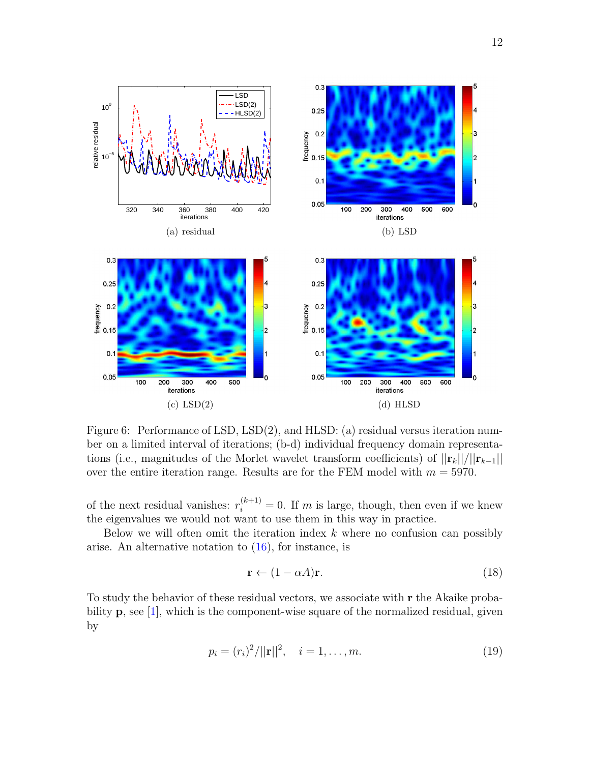(a) residual

(b) LSD

(c) LSD(2)

(d) HLSD

Figure 6: Performance of LSD, LSD(2), and HLSD: (a) residual versus iteration number on a limited interval of iterations; (b-d) individual frequency domain representations (i.e., magnitudes of the Morlet wavelet transform coefficients) of $||\mathbf{r}_k||/||\mathbf{r}_{k-1}||$ over the entire iteration range. Results are for the FEM model with $m = 5970$.

of the next residual vanishes: $r_i^{(k+1)} = 0$. If $m$ is large, though, then even if we knew the eigenvalues we would not want to use them in this way in practice.

Below we will often omit the iteration index $k$ where no confusion can possibly arise. An alternative notation to (16), for instance, is

$$\mathbf{r} \leftarrow (1 - \alpha A)\mathbf{r}. \tag{18}$$

To study the behavior of these residual vectors, we associate with $\mathbf{r}$ the Akaike probability $\mathbf{p}$, see [1], which is the component-wise square of the normalized residual, given by

$$p_i = (r_i)^2/||\mathbf{r}||^2, \quad i = 1, \ldots, m. \tag{19}$$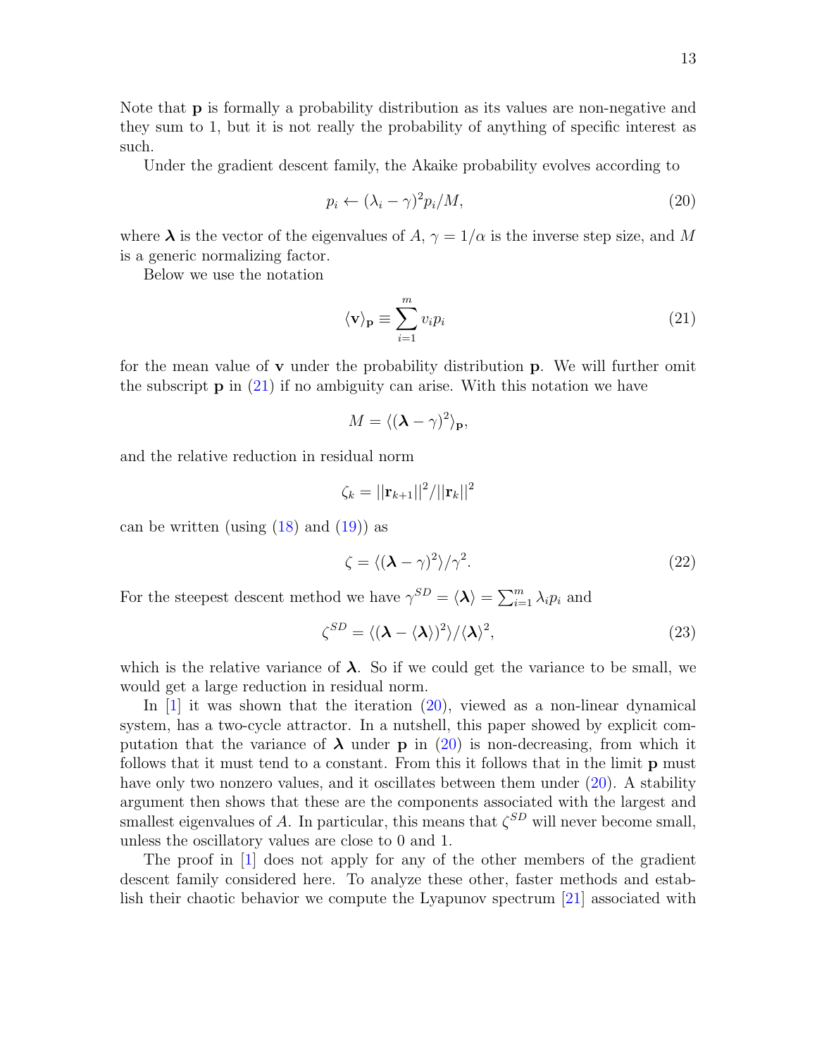Note that $\mathbf{p}$ is formally a probability distribution as its values are non-negative and they sum to 1, but it is not really the probability of anything of specific interest as such.

Under the gradient descent family, the Akaike probability evolves according to

$$p_i \leftarrow (\lambda_i - \gamma)^2 p_i / M, \tag{20}$$

where $\boldsymbol{\lambda}$ is the vector of the eigenvalues of $A$, $\gamma = 1/\alpha$ is the inverse step size, and $M$ is a generic normalizing factor.

Below we use the notation

$$\langle \mathbf{v} \rangle_{\mathbf{p}} \equiv \sum_{i=1}^{m} v_i p_i \tag{21}$$

for the mean value of $\mathbf{v}$ under the probability distribution $\mathbf{p}$. We will further omit the subscript $\mathbf{p}$ in (21) if no ambiguity can arise. With this notation we have

$$M = \langle (\boldsymbol{\lambda} - \gamma)^2 \rangle_{\mathbf{p}},$$

and the relative reduction in residual norm

$$\zeta_k = ||\mathbf{r}_{k+1}||^2 / ||\mathbf{r}_k||^2$$

can be written (using (18) and (19)) as

$$\zeta = \langle (\boldsymbol{\lambda} - \gamma)^2 \rangle / \gamma^2. \tag{22}$$

For the steepest descent method we have $\gamma^{SD} = \langle \boldsymbol{\lambda} \rangle = \sum_{i=1}^{m} \lambda_i p_i$ and

$$\zeta^{SD} = \langle (\boldsymbol{\lambda} - \langle \boldsymbol{\lambda} \rangle)^2 \rangle / \langle \boldsymbol{\lambda} \rangle^2, \tag{23}$$

which is the relative variance of $\boldsymbol{\lambda}$. So if we could get the variance to be small, we would get a large reduction in residual norm.

In [1] it was shown that the iteration (20), viewed as a non-linear dynamical system, has a two-cycle attractor. In a nutshell, this paper showed by explicit computation that the variance of $\boldsymbol{\lambda}$ under $\mathbf{p}$ in (20) is non-decreasing, from which it follows that it must tend to a constant. From this it follows that in the limit $\mathbf{p}$ must have only two nonzero values, and it oscillates between them under (20). A stability argument then shows that these are the components associated with the largest and smallest eigenvalues of $A$. In particular, this means that $\zeta^{SD}$ will never become small, unless the oscillatory values are close to 0 and 1.

The proof in [1] does not apply for any of the other members of the gradient descent family considered here. To analyze these other, faster methods and establish their chaotic behavior we compute the Lyapunov spectrum [21] associated with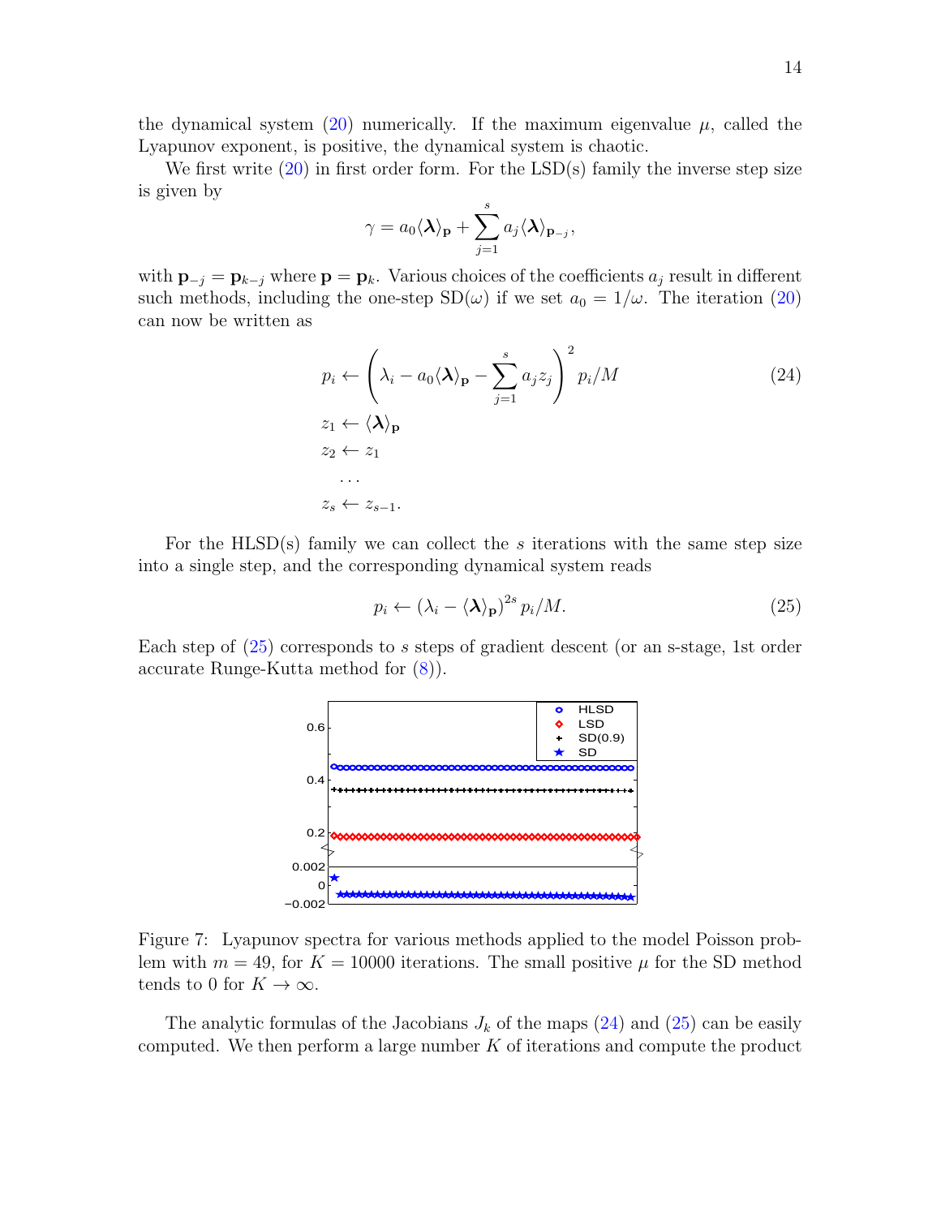the dynamical system (20) numerically. If the maximum eigenvalue $\mu$, called the Lyapunov exponent, is positive, the dynamical system is chaotic.

We first write (20) in first order form. For the LSD(s) family the inverse step size is given by

$$\gamma = a_0 \langle \boldsymbol{\lambda} \rangle_{\mathbf{p}} + \sum_{j=1}^{s} a_j \langle \boldsymbol{\lambda} \rangle_{\mathbf{p}_{-j}},$$

with $\mathbf{p}_{-j} = \mathbf{p}_{k-j}$ where $\mathbf{p} = \mathbf{p}_k$. Various choices of the coefficients $a_j$ result in different such methods, including the one-step SD($\omega$) if we set $a_0 = 1/\omega$. The iteration (20) can now be written as

$$\begin{aligned}
p_i &\leftarrow \left( \lambda_i - a_0 \langle \boldsymbol{\lambda} \rangle_{\mathbf{p}} - \sum_{j=1}^{s} a_j z_j \right)^2 p_i / M \\
z_1 &\leftarrow \langle \boldsymbol{\lambda} \rangle_{\mathbf{p}} \\
z_2 &\leftarrow z_1 \\
&\ \ \dots \\
z_s &\leftarrow z_{s-1}.
\end{aligned} \tag{24}$$

For the HLSD(s) family we can collect the $s$ iterations with the same step size into a single step, and the corresponding dynamical system reads

$$p_i \leftarrow \left( \lambda_i - \langle \boldsymbol{\lambda} \rangle_{\mathbf{p}} \right)^{2s} p_i / M. \tag{25}$$

Each step of (25) corresponds to $s$ steps of gradient descent (or an s-stage, 1st order accurate Runge-Kutta method for (8)).

Figure 7: Lyapunov spectra for various methods applied to the model Poisson problem with $m = 49$, for $K = 10000$ iterations. The small positive $\mu$ for the SD method tends to 0 for $K \to \infty$.

The analytic formulas of the Jacobians $J_k$ of the maps (24) and (25) can be easily computed. We then perform a large number $K$ of iterations and compute the product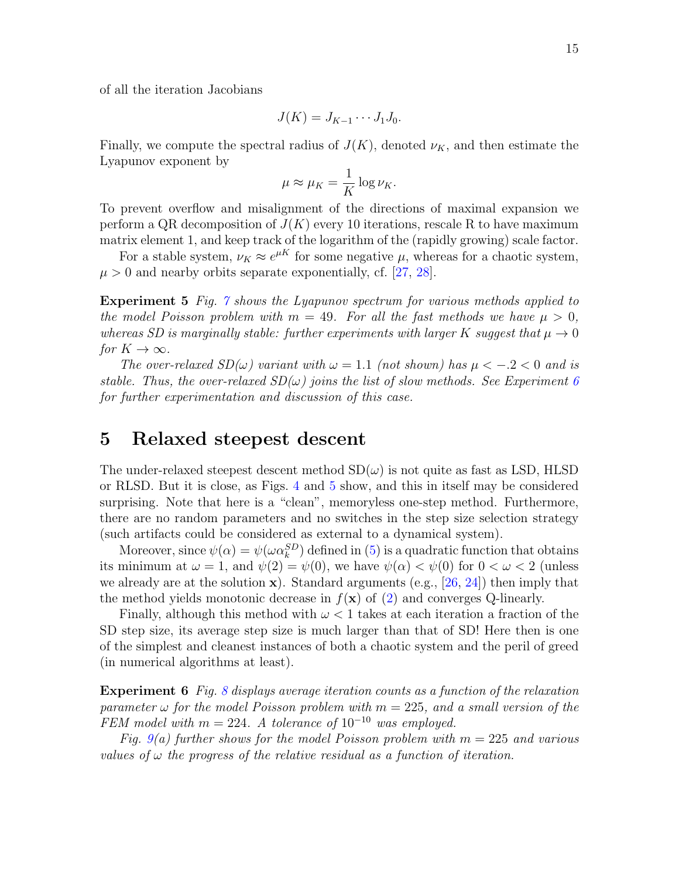of all the iteration Jacobians

$$J(K) = J_{K-1} \cdots J_1 J_0.$$

Finally, we compute the spectral radius of $J(K)$, denoted $\nu_K$, and then estimate the Lyapunov exponent by

$$\mu \approx \mu_K = \frac{1}{K} \log \nu_K.$$

To prevent overflow and misalignment of the directions of maximal expansion we perform a QR decomposition of $J(K)$ every 10 iterations, rescale R to have maximum matrix element 1, and keep track of the logarithm of the (rapidly growing) scale factor.

For a stable system, $\nu_K \approx e^{\mu K}$ for some negative $\mu$, whereas for a chaotic system, $\mu > 0$ and nearby orbits separate exponentially, cf. [27, 28].

**Experiment 5** *Fig. 7 shows the Lyapunov spectrum for various methods applied to the model Poisson problem with $m = 49$. For all the fast methods we have $\mu > 0$, whereas SD is marginally stable: further experiments with larger $K$ suggest that $\mu \to 0$ for $K \to \infty$.*

*The over-relaxed SD($\omega$) variant with $\omega = 1.1$ (not shown) has $\mu < -.2 < 0$ and is stable. Thus, the over-relaxed SD($\omega$) joins the list of slow methods. See Experiment 6 for further experimentation and discussion of this case.*

# 5 Relaxed steepest descent

The under-relaxed steepest descent method SD($\omega$) is not quite as fast as LSD, HLSD or RLSD. But it is close, as Figs. 4 and 5 show, and this in itself may be considered surprising. Note that here is a "clean", memoryless one-step method. Furthermore, there are no random parameters and no switches in the step size selection strategy (such artifacts could be considered as external to a dynamical system).

Moreover, since $\psi(\alpha) = \psi(\omega \alpha_k^{SD})$ defined in (5) is a quadratic function that obtains its minimum at $\omega = 1$, and $\psi(2) = \psi(0)$, we have $\psi(\alpha) < \psi(0)$ for $0 < \omega < 2$ (unless we already are at the solution $\mathbf{x}$). Standard arguments (e.g., [26, 24]) then imply that the method yields monotonic decrease in $f(\mathbf{x})$ of (2) and converges Q-linearly.

Finally, although this method with $\omega < 1$ takes at each iteration a fraction of the SD step size, its average step size is much larger than that of SD! Here then is one of the simplest and cleanest instances of both a chaotic system and the peril of greed (in numerical algorithms at least).

**Experiment 6** *Fig. 8 displays average iteration counts as a function of the relaxation parameter $\omega$ for the model Poisson problem with $m = 225$, and a small version of the FEM model with $m = 224$. A tolerance of $10^{-10}$ was employed.*

*Fig. 9(a) further shows for the model Poisson problem with $m = 225$ and various values of $\omega$ the progress of the relative residual as a function of iteration.*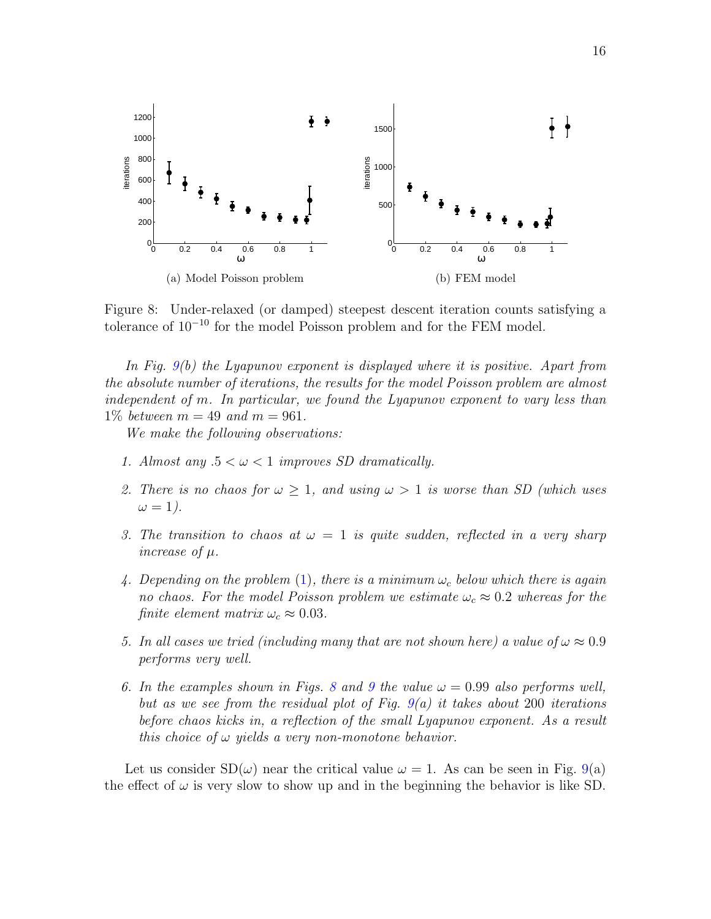(a) Model Poisson problem

(b) FEM model

Figure 8: Under-relaxed (or damped) steepest descent iteration counts satisfying a tolerance of $10^{-10}$ for the model Poisson problem and for the FEM model.

*In Fig. 9(b) the Lyapunov exponent is displayed where it is positive. Apart from the absolute number of iterations, the results for the model Poisson problem are almost independent of $m$. In particular, we found the Lyapunov exponent to vary less than 1% between $m = 49$ and $m = 961$.*

*We make the following observations:*

1. *Almost any $.5 < \omega < 1$ improves SD dramatically.*
2. *There is no chaos for $\omega \geq 1$, and using $\omega > 1$ is worse than SD (which uses $\omega = 1$).*
3. *The transition to chaos at $\omega = 1$ is quite sudden, reflected in a very sharp increase of $\mu$.*
4. *Depending on the problem (1), there is a minimum $\omega_c$ below which there is again no chaos. For the model Poisson problem we estimate $\omega_c \approx 0.2$ whereas for the finite element matrix $\omega_c \approx 0.03$.*
5. *In all cases we tried (including many that are not shown here) a value of $\omega \approx 0.9$ performs very well.*
6. *In the examples shown in Figs. 8 and 9 the value $\omega = 0.99$ also performs well, but as we see from the residual plot of Fig. 9(a) it takes about 200 iterations before chaos kicks in, a reflection of the small Lyapunov exponent. As a result this choice of $\omega$ yields a very non-monotone behavior.*

Let us consider SD($\omega$) near the critical value $\omega = 1$. As can be seen in Fig. 9(a) the effect of $\omega$ is very slow to show up and in the beginning the behavior is like SD.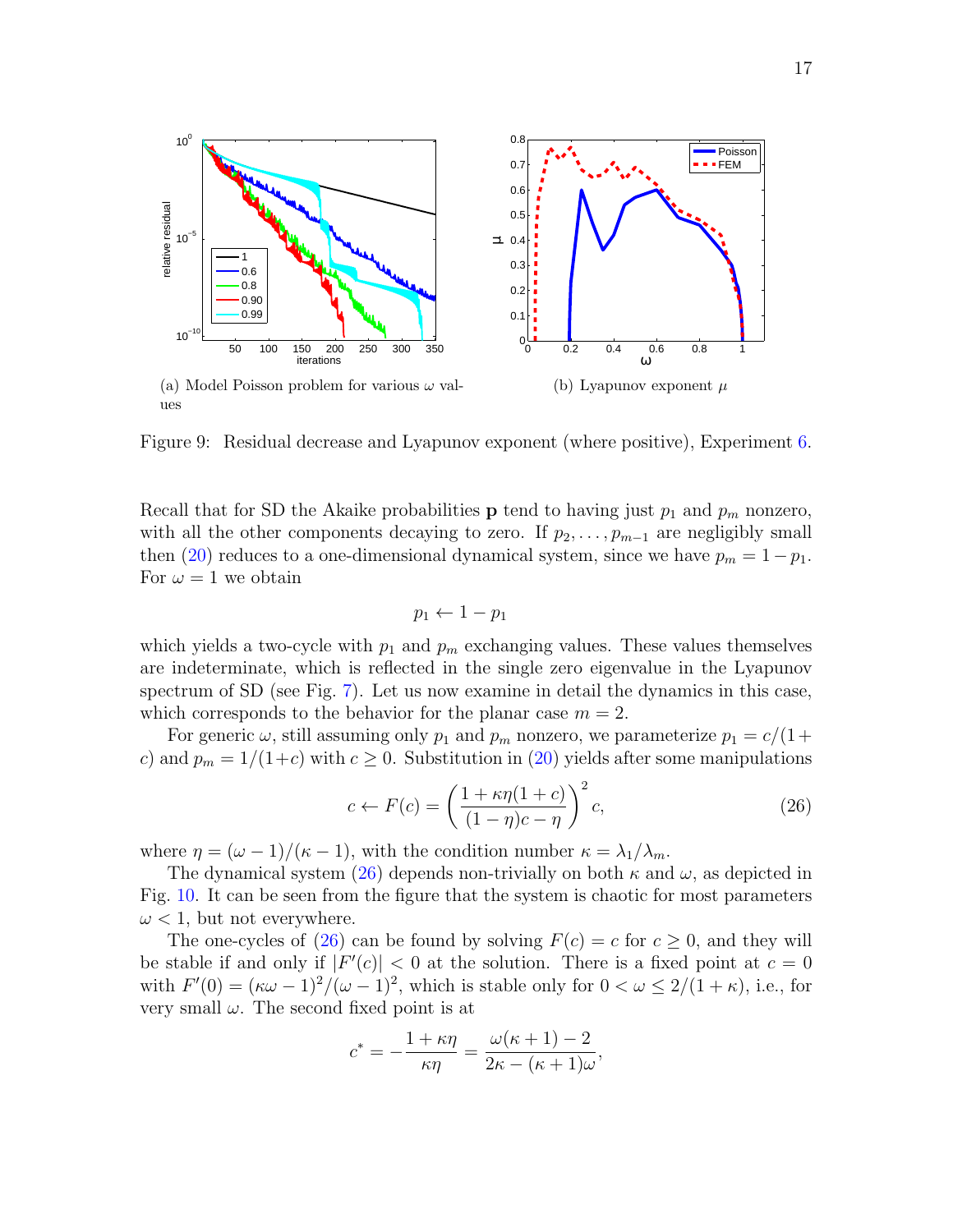(a) Model Poisson problem for various $\omega$ values

(b) Lyapunov exponent $\mu$

Figure 9: Residual decrease and Lyapunov exponent (where positive), Experiment 6.

Recall that for SD the Akaike probabilities $\mathbf{p}$ tend to having just $p_1$ and $p_m$ nonzero, with all the other components decaying to zero. If $p_2, \ldots, p_{m-1}$ are negligibly small then (20) reduces to a one-dimensional dynamical system, since we have $p_m = 1 - p_1$. For $\omega = 1$ we obtain

$$p_1 \leftarrow 1 - p_1$$

which yields a two-cycle with $p_1$ and $p_m$ exchanging values. These values themselves are indeterminate, which is reflected in the single zero eigenvalue in the Lyapunov spectrum of SD (see Fig. 7). Let us now examine in detail the dynamics in this case, which corresponds to the behavior for the planar case $m = 2$.

For generic $\omega$, still assuming only $p_1$ and $p_m$ nonzero, we parameterize $p_1 = c/(1+c)$ and $p_m = 1/(1+c)$ with $c \geq 0$. Substitution in (20) yields after some manipulations

$$c \leftarrow F(c) = \left( \frac{1 + \kappa\eta(1+c)}{(1-\eta)c - \eta} \right)^2 c, \tag{26}$$

where $\eta = (\omega - 1)/(\kappa - 1)$, with the condition number $\kappa = \lambda_1/\lambda_m$.

The dynamical system (26) depends non-trivially on both $\kappa$ and $\omega$, as depicted in Fig. 10. It can be seen from the figure that the system is chaotic for most parameters $\omega < 1$, but not everywhere.

The one-cycles of (26) can be found by solving $F(c) = c$ for $c \geq 0$, and they will be stable if and only if $|F'(c)| < 0$ at the solution. There is a fixed point at $c = 0$ with $F'(0) = (\kappa\omega - 1)^2/(\omega - 1)^2$, which is stable only for $0 < \omega \leq 2/(1+\kappa)$, i.e., for very small $\omega$. The second fixed point is at

$$c^* = -\frac{1 + \kappa\eta}{\kappa\eta} = \frac{\omega(\kappa+1) - 2}{2\kappa - (\kappa+1)\omega},$$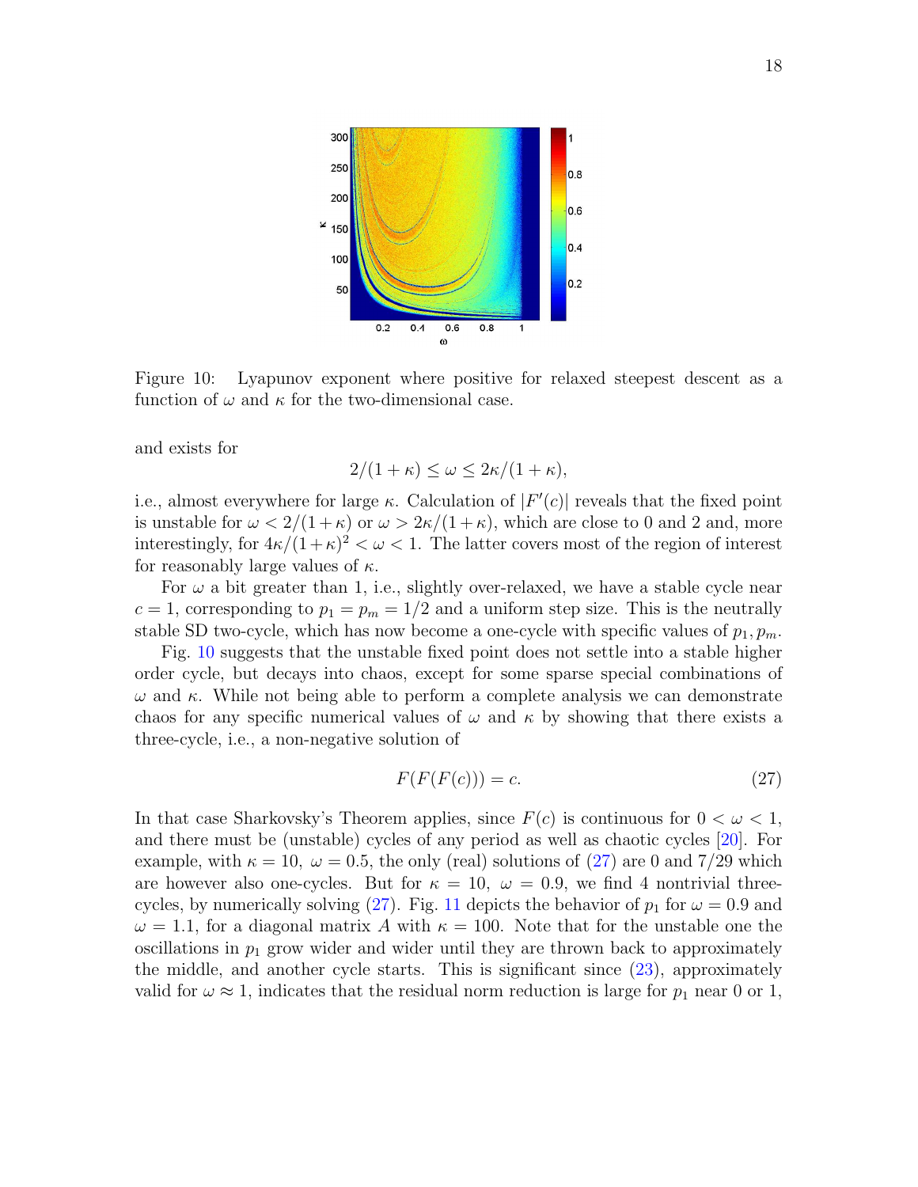Figure 10: Lyapunov exponent where positive for relaxed steepest descent as a function of $\omega$ and $\kappa$ for the two-dimensional case.

and exists for

$$2/(1+\kappa) \leq \omega \leq 2\kappa/(1+\kappa),$$

i.e., almost everywhere for large $\kappa$. Calculation of $|F'(c)|$ reveals that the fixed point is unstable for $\omega < 2/(1+\kappa)$ or $\omega > 2\kappa/(1+\kappa)$, which are close to 0 and 2 and, more interestingly, for $4\kappa/(1+\kappa)^2 < \omega < 1$. The latter covers most of the region of interest for reasonably large values of $\kappa$.

For $\omega$ a bit greater than 1, i.e., slightly over-relaxed, we have a stable cycle near $c = 1$, corresponding to $p_1 = p_m = 1/2$ and a uniform step size. This is the neutrally stable SD two-cycle, which has now become a one-cycle with specific values of $p_1, p_m$.

Fig. 10 suggests that the unstable fixed point does not settle into a stable higher order cycle, but decays into chaos, except for some sparse special combinations of $\omega$ and $\kappa$. While not being able to perform a complete analysis we can demonstrate chaos for any specific numerical values of $\omega$ and $\kappa$ by showing that there exists a three-cycle, i.e., a non-negative solution of

$$F(F(F(c))) = c. \tag{27}$$

In that case Sharkovsky's Theorem applies, since $F(c)$ is continuous for $0 < \omega < 1$, and there must be (unstable) cycles of any period as well as chaotic cycles [20]. For example, with $\kappa = 10$, $\omega = 0.5$, the only (real) solutions of (27) are 0 and 7/29 which are however also one-cycles. But for $\kappa = 10$, $\omega = 0.9$, we find 4 nontrivial three-cycles, by numerically solving (27). Fig. 11 depicts the behavior of $p_1$ for $\omega = 0.9$ and $\omega = 1.1$, for a diagonal matrix $A$ with $\kappa = 100$. Note that for the unstable one the oscillations in $p_1$ grow wider and wider until they are thrown back to approximately the middle, and another cycle starts. This is significant since (23), approximately valid for $\omega \approx 1$, indicates that the residual norm reduction is large for $p_1$ near 0 or 1,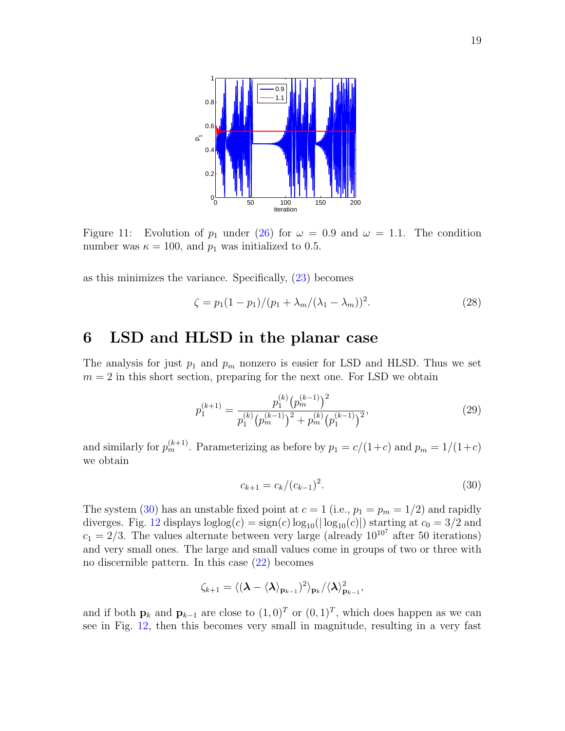Figure 11: Evolution of $p_1$ under (26) for $\omega = 0.9$ and $\omega = 1.1$. The condition number was $\kappa = 100$, and $p_1$ was initialized to 0.5.

as this minimizes the variance. Specifically, (23) becomes

$$\zeta = p_1(1-p_1)/(p_1 + \lambda_m/(\lambda_1 - \lambda_m))^2. \tag{28}$$

# 6 LSD and HLSD in the planar case

The analysis for just $p_1$ and $p_m$ nonzero is easier for LSD and HLSD. Thus we set $m = 2$ in this short section, preparing for the next one. For LSD we obtain

$$p_1^{(k+1)} = \frac{p_1^{(k)}\left(p_m^{(k-1)}\right)^2}{p_1^{(k)}\left(p_m^{(k-1)}\right)^2 + p_m^{(k)}\left(p_1^{(k-1)}\right)^2}, \tag{29}$$

and similarly for $p_m^{(k+1)}$. Parameterizing as before by $p_1 = c/(1+c)$ and $p_m = 1/(1+c)$ we obtain

$$c_{k+1} = c_k/(c_{k-1})^2. \tag{30}$$

The system (30) has an unstable fixed point at $c = 1$ (i.e., $p_1 = p_m = 1/2$) and rapidly diverges. Fig. 12 displays $\operatorname{loglog}(c) = \operatorname{sign}(c)\log_{10}(|\log_{10}(c)|)$ starting at $c_0 = 3/2$ and $c_1 = 2/3$. The values alternate between very large (already $10^{10^7}$ after 50 iterations) and very small ones. The large and small values come in groups of two or three with no discernible pattern. In this case (22) becomes

$$\zeta_{k+1} = \langle(\boldsymbol{\lambda} - \langle\boldsymbol{\lambda}\rangle_{\mathbf{p}_{k-1}})^2\rangle_{\mathbf{p}_k}/\langle\boldsymbol{\lambda}\rangle^2_{\mathbf{p}_{k-1}},$$

and if both $\mathbf{p}_k$ and $\mathbf{p}_{k-1}$ are close to $(1,0)^T$ or $(0,1)^T$, which does happen as we can see in Fig. 12, then this becomes very small in magnitude, resulting in a very fast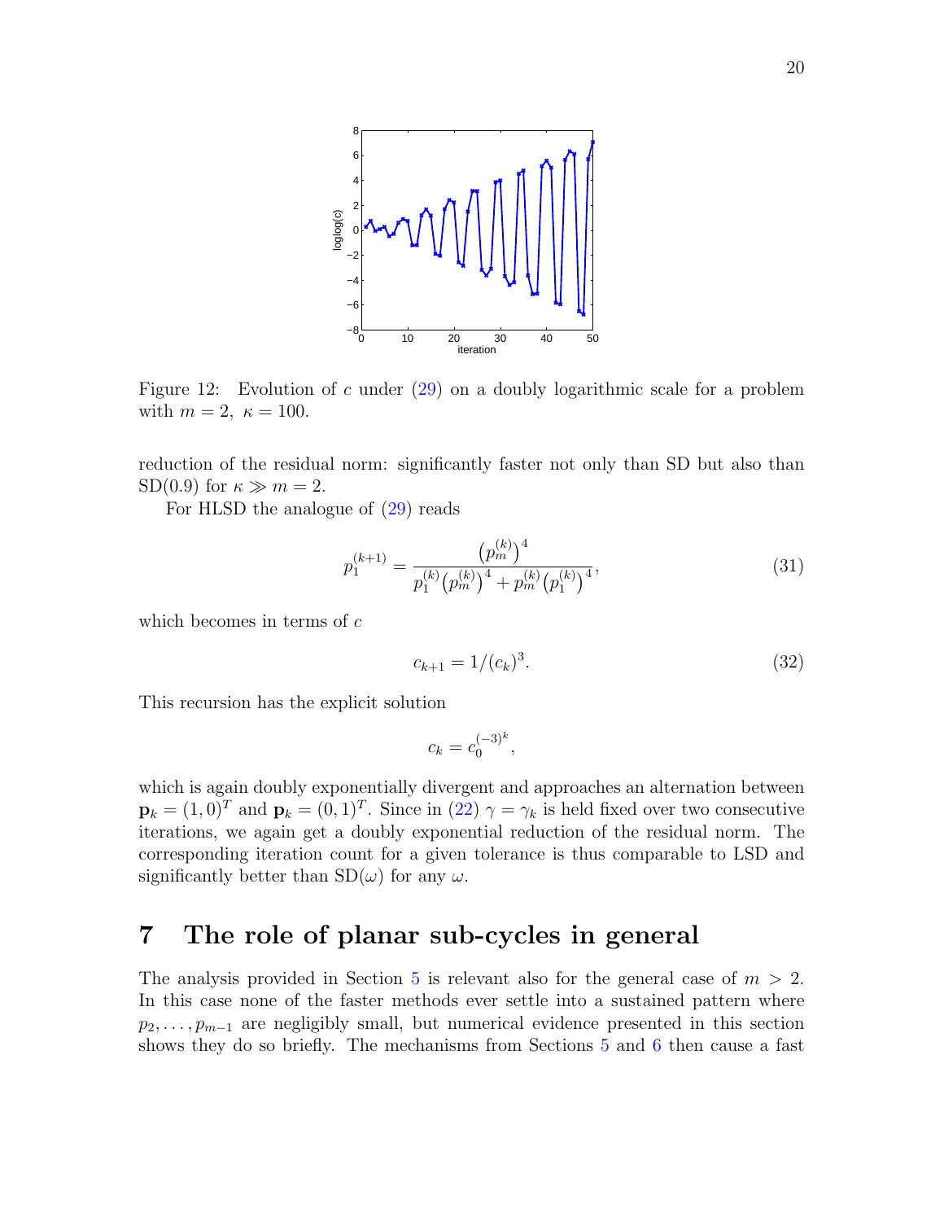Figure 12: Evolution of $c$ under (29) on a doubly logarithmic scale for a problem with $m = 2,\ \kappa = 100$.

reduction of the residual norm: significantly faster not only than SD but also than SD(0.9) for $\kappa \gg m = 2$.

For HLSD the analogue of (29) reads

$$p_1^{(k+1)} = \frac{\left(p_m^{(k)}\right)^4}{p_1^{(k)}\left(p_m^{(k)}\right)^4 + p_m^{(k)}\left(p_1^{(k)}\right)^4}, \tag{31}$$

which becomes in terms of $c$

$$c_{k+1} = 1/(c_k)^3. \tag{32}$$

This recursion has the explicit solution

$$c_k = c_0^{(-3)^k},$$

which is again doubly exponentially divergent and approaches an alternation between $\mathbf{p}_k = (1,0)^T$ and $\mathbf{p}_k = (0,1)^T$. Since in (22) $\gamma = \gamma_k$ is held fixed over two consecutive iterations, we again get a doubly exponential reduction of the residual norm. The corresponding iteration count for a given tolerance is thus comparable to LSD and significantly better than SD($\omega$) for any $\omega$.

# 7 The role of planar sub-cycles in general

The analysis provided in Section 5 is relevant also for the general case of $m > 2$. In this case none of the faster methods ever settle into a sustained pattern where $p_2, \ldots, p_{m-1}$ are negligibly small, but numerical evidence presented in this section shows they do so briefly. The mechanisms from Sections 5 and 6 then cause a fast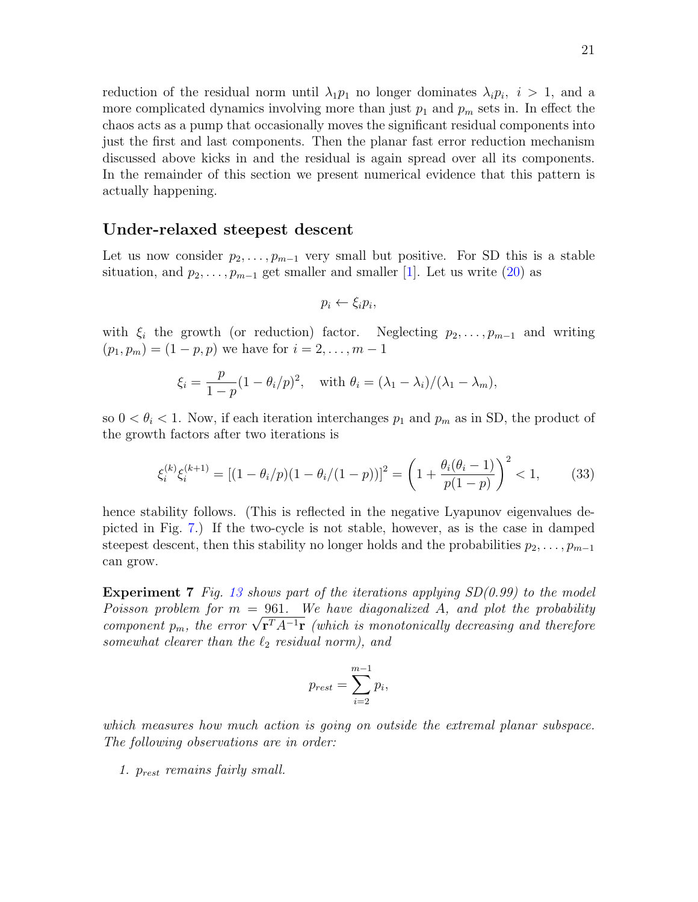reduction of the residual norm until $\lambda_1 p_1$ no longer dominates $\lambda_i p_i,\ i > 1$, and a more complicated dynamics involving more than just $p_1$ and $p_m$ sets in. In effect the chaos acts as a pump that occasionally moves the significant residual components into just the first and last components. Then the planar fast error reduction mechanism discussed above kicks in and the residual is again spread over all its components. In the remainder of this section we present numerical evidence that this pattern is actually happening.

## Under-relaxed steepest descent

Let us now consider $p_2, \ldots, p_{m-1}$ very small but positive. For SD this is a stable situation, and $p_2, \ldots, p_{m-1}$ get smaller and smaller [1]. Let us write (20) as

$$p_i \leftarrow \xi_i p_i,$$

with $\xi_i$ the growth (or reduction) factor. Neglecting $p_2, \ldots, p_{m-1}$ and writing $(p_1, p_m) = (1-p, p)$ we have for $i = 2, \ldots, m-1$

$$\xi_i = \frac{p}{1-p}(1 - \theta_i/p)^2, \quad \text{with } \theta_i = (\lambda_1 - \lambda_i)/(\lambda_1 - \lambda_m),$$

so $0 < \theta_i < 1$. Now, if each iteration interchanges $p_1$ and $p_m$ as in SD, the product of the growth factors after two iterations is

$$\xi_i^{(k)} \xi_i^{(k+1)} = \left[(1 - \theta_i/p)(1 - \theta_i/(1-p))\right]^2 = \left(1 + \frac{\theta_i(\theta_i - 1)}{p(1-p)}\right)^2 < 1, \tag{33}$$

hence stability follows. (This is reflected in the negative Lyapunov eigenvalues depicted in Fig. 7.) If the two-cycle is not stable, however, as is the case in damped steepest descent, then this stability no longer holds and the probabilities $p_2, \ldots, p_{m-1}$ can grow.

**Experiment 7** *Fig. 13 shows part of the iterations applying SD(0.99) to the model Poisson problem for $m = 961$. We have diagonalized $A$, and plot the probability component $p_m$, the error $\sqrt{\mathbf{r}^T A^{-1} \mathbf{r}}$ (which is monotonically decreasing and therefore somewhat clearer than the $\ell_2$ residual norm), and*

$$p_{rest} = \sum_{i=2}^{m-1} p_i,$$

*which measures how much action is going on outside the extremal planar subspace. The following observations are in order:*

1. *$p_{rest}$ remains fairly small.*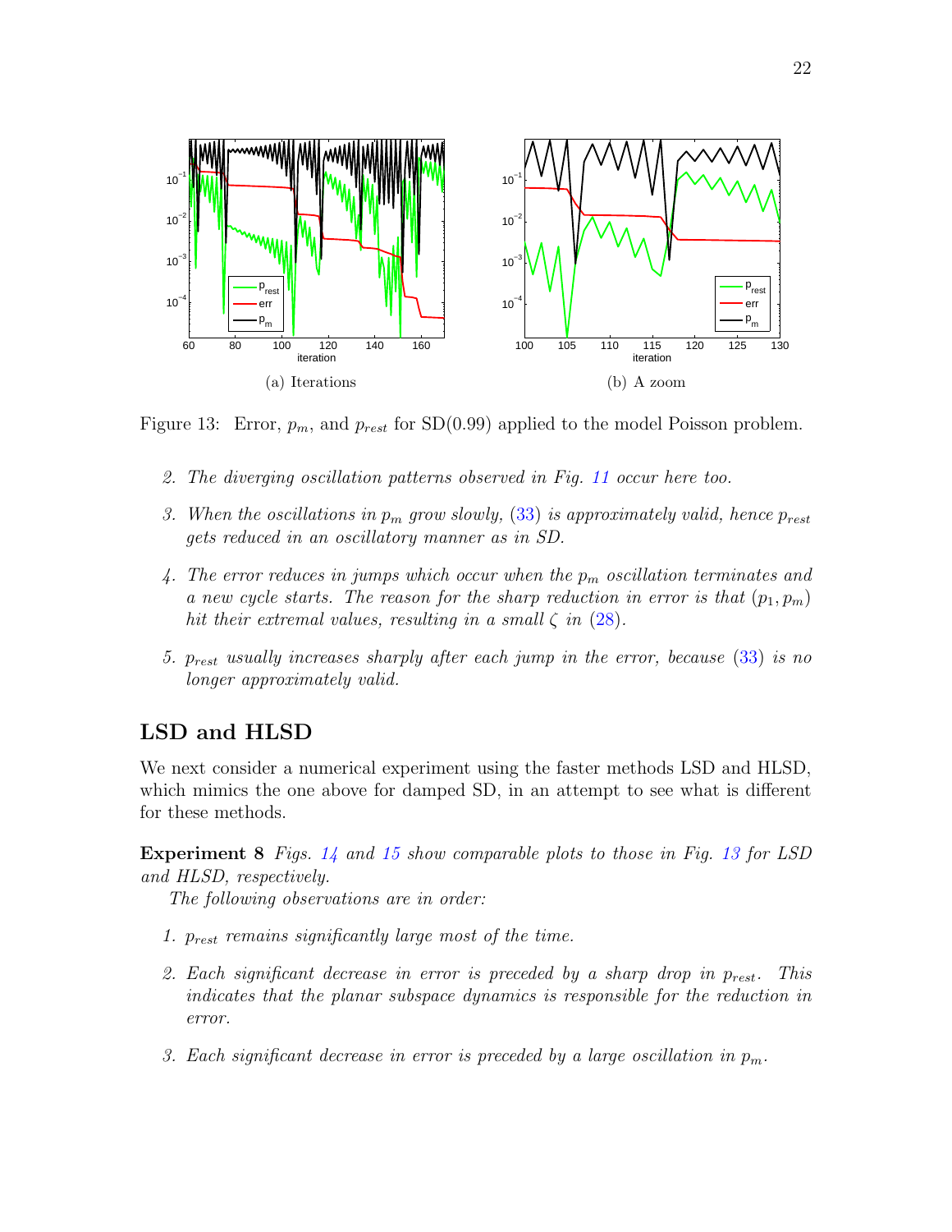(a) Iterations

(b) A zoom

Figure 13: Error, $p_m$, and $p_{rest}$ for SD(0.99) applied to the model Poisson problem.

2. *The diverging oscillation patterns observed in Fig. 11 occur here too.*

3. *When the oscillations in $p_m$ grow slowly, (33) is approximately valid, hence $p_{rest}$ gets reduced in an oscillatory manner as in SD.*

4. *The error reduces in jumps which occur when the $p_m$ oscillation terminates and a new cycle starts. The reason for the sharp reduction in error is that $(p_1, p_m)$ hit their extremal values, resulting in a small $\zeta$ in (28).*

5. *$p_{rest}$ usually increases sharply after each jump in the error, because (33) is no longer approximately valid.*

## LSD and HLSD

We next consider a numerical experiment using the faster methods LSD and HLSD, which mimics the one above for damped SD, in an attempt to see what is different for these methods.

**Experiment 8** *Figs. 14 and 15 show comparable plots to those in Fig. 13 for LSD and HLSD, respectively.*

*The following observations are in order:*

1. *$p_{rest}$ remains significantly large most of the time.*

2. *Each significant decrease in error is preceded by a sharp drop in $p_{rest}$. This indicates that the planar subspace dynamics is responsible for the reduction in error.*

3. *Each significant decrease in error is preceded by a large oscillation in $p_m$.*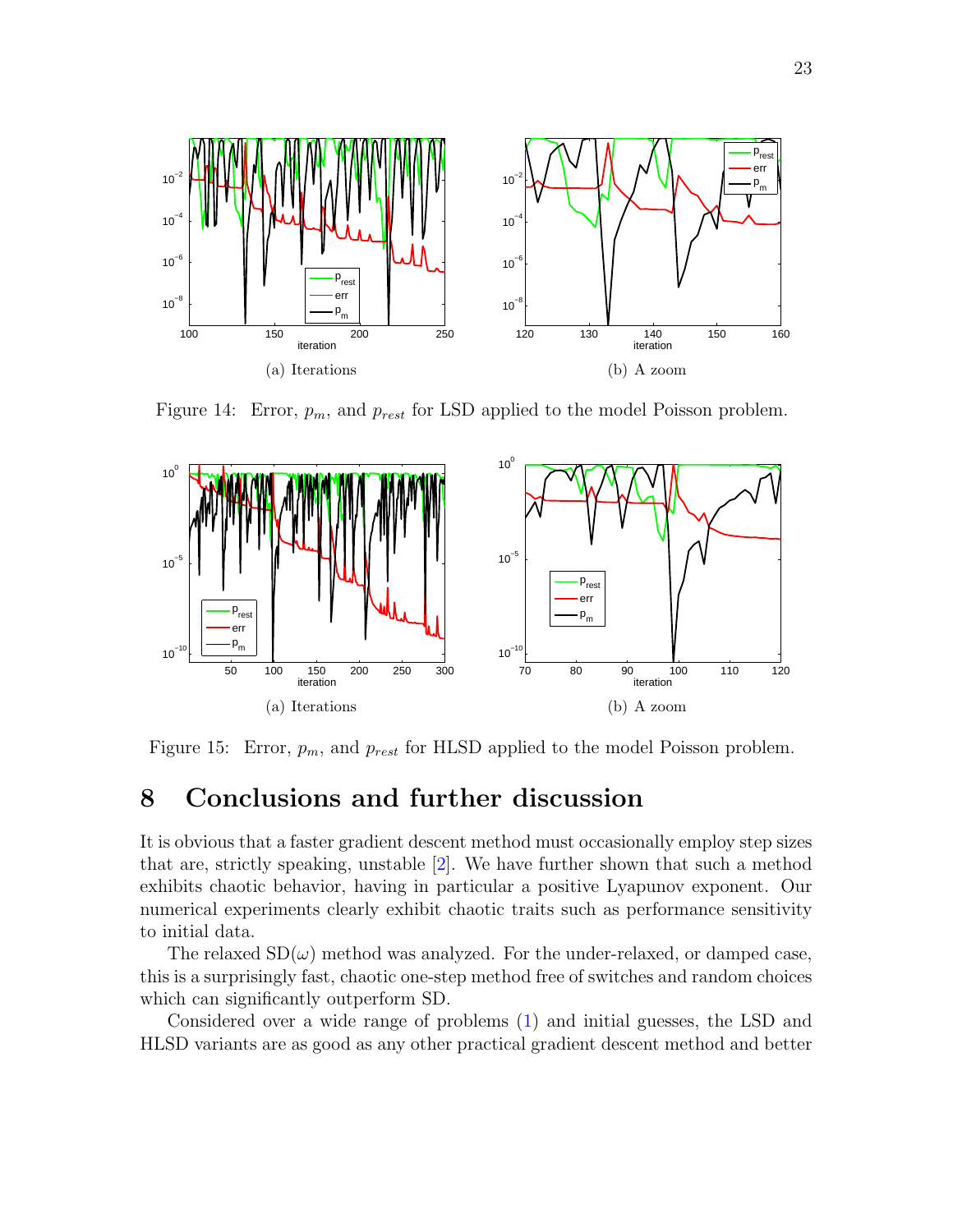(a) Iterations

(b) A zoom

Figure 14: Error, $p_m$, and $p_{rest}$ for LSD applied to the model Poisson problem.

(a) Iterations

(b) A zoom

Figure 15: Error, $p_m$, and $p_{rest}$ for HLSD applied to the model Poisson problem.

# 8 Conclusions and further discussion

It is obvious that a faster gradient descent method must occasionally employ step sizes that are, strictly speaking, unstable [2]. We have further shown that such a method exhibits chaotic behavior, having in particular a positive Lyapunov exponent. Our numerical experiments clearly exhibit chaotic traits such as performance sensitivity to initial data.

The relaxed SD($\omega$) method was analyzed. For the under-relaxed, or damped case, this is a surprisingly fast, chaotic one-step method free of switches and random choices which can significantly outperform SD.

Considered over a wide range of problems (1) and initial guesses, the LSD and HLSD variants are as good as any other practical gradient descent method and better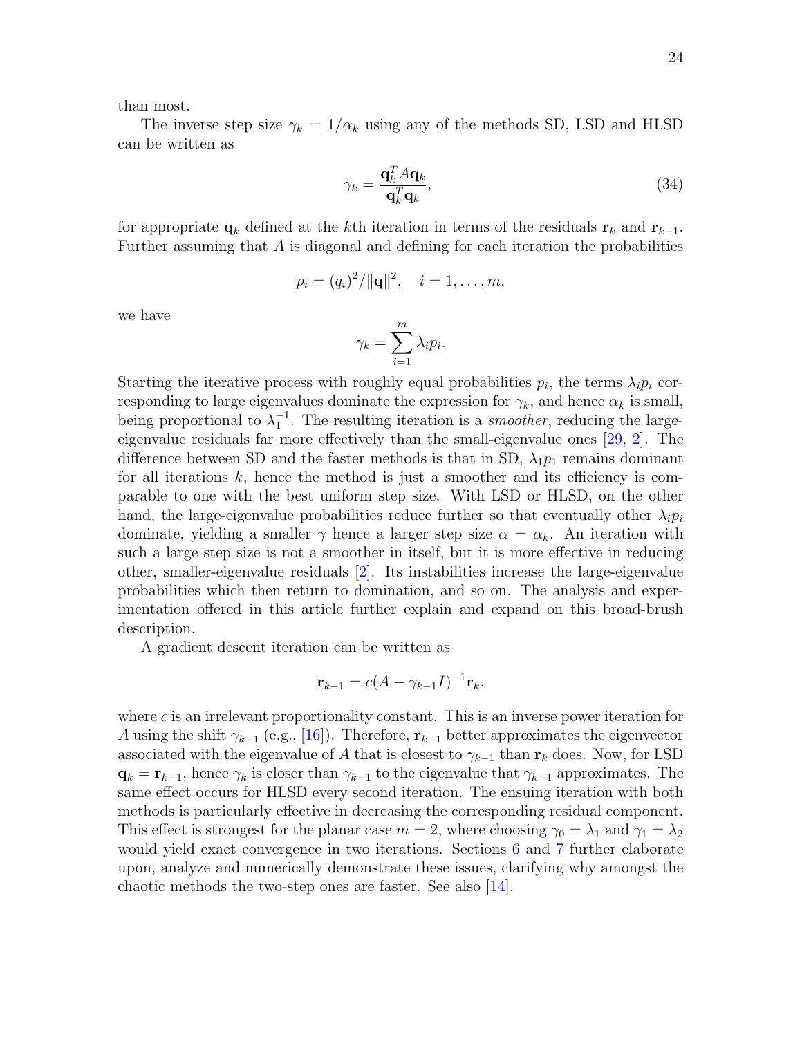than most.

The inverse step size $\gamma_k = 1/\alpha_k$ using any of the methods SD, LSD and HLSD can be written as

$$\gamma_k = \frac{\mathbf{q}_k^T A \mathbf{q}_k}{\mathbf{q}_k^T \mathbf{q}_k}, \tag{34}$$

for appropriate $\mathbf{q}_k$ defined at the $k$th iteration in terms of the residuals $\mathbf{r}_k$ and $\mathbf{r}_{k-1}$. Further assuming that $A$ is diagonal and defining for each iteration the probabilities

$$p_i = (q_i)^2/\|\mathbf{q}\|^2, \quad i = 1, \ldots, m,$$

we have

$$\gamma_k = \sum_{i=1}^{m} \lambda_i p_i.$$

Starting the iterative process with roughly equal probabilities $p_i$, the terms $\lambda_i p_i$ corresponding to large eigenvalues dominate the expression for $\gamma_k$, and hence $\alpha_k$ is small, being proportional to $\lambda_1^{-1}$. The resulting iteration is a *smoother*, reducing the large-eigenvalue residuals far more effectively than the small-eigenvalue ones [29, 2]. The difference between SD and the faster methods is that in SD, $\lambda_1 p_1$ remains dominant for all iterations $k$, hence the method is just a smoother and its efficiency is comparable to one with the best uniform step size. With LSD or HLSD, on the other hand, the large-eigenvalue probabilities reduce further so that eventually other $\lambda_i p_i$ dominate, yielding a smaller $\gamma$ hence a larger step size $\alpha = \alpha_k$. An iteration with such a large step size is not a smoother in itself, but it is more effective in reducing other, smaller-eigenvalue residuals [2]. Its instabilities increase the large-eigenvalue probabilities which then return to domination, and so on. The analysis and experimentation offered in this article further explain and expand on this broad-brush description.

A gradient descent iteration can be written as

$$\mathbf{r}_{k-1} = c(A - \gamma_{k-1} I)^{-1} \mathbf{r}_k,$$

where $c$ is an irrelevant proportionality constant. This is an inverse power iteration for $A$ using the shift $\gamma_{k-1}$ (e.g., [16]). Therefore, $\mathbf{r}_{k-1}$ better approximates the eigenvector associated with the eigenvalue of $A$ that is closest to $\gamma_{k-1}$ than $\mathbf{r}_k$ does. Now, for LSD $\mathbf{q}_k = \mathbf{r}_{k-1}$, hence $\gamma_k$ is closer than $\gamma_{k-1}$ to the eigenvalue that $\gamma_{k-1}$ approximates. The same effect occurs for HLSD every second iteration. The ensuing iteration with both methods is particularly effective in decreasing the corresponding residual component. This effect is strongest for the planar case $m = 2$, where choosing $\gamma_0 = \lambda_1$ and $\gamma_1 = \lambda_2$ would yield exact convergence in two iterations. Sections 6 and 7 further elaborate upon, analyze and numerically demonstrate these issues, clarifying why amongst the chaotic methods the two-step ones are faster. See also [14].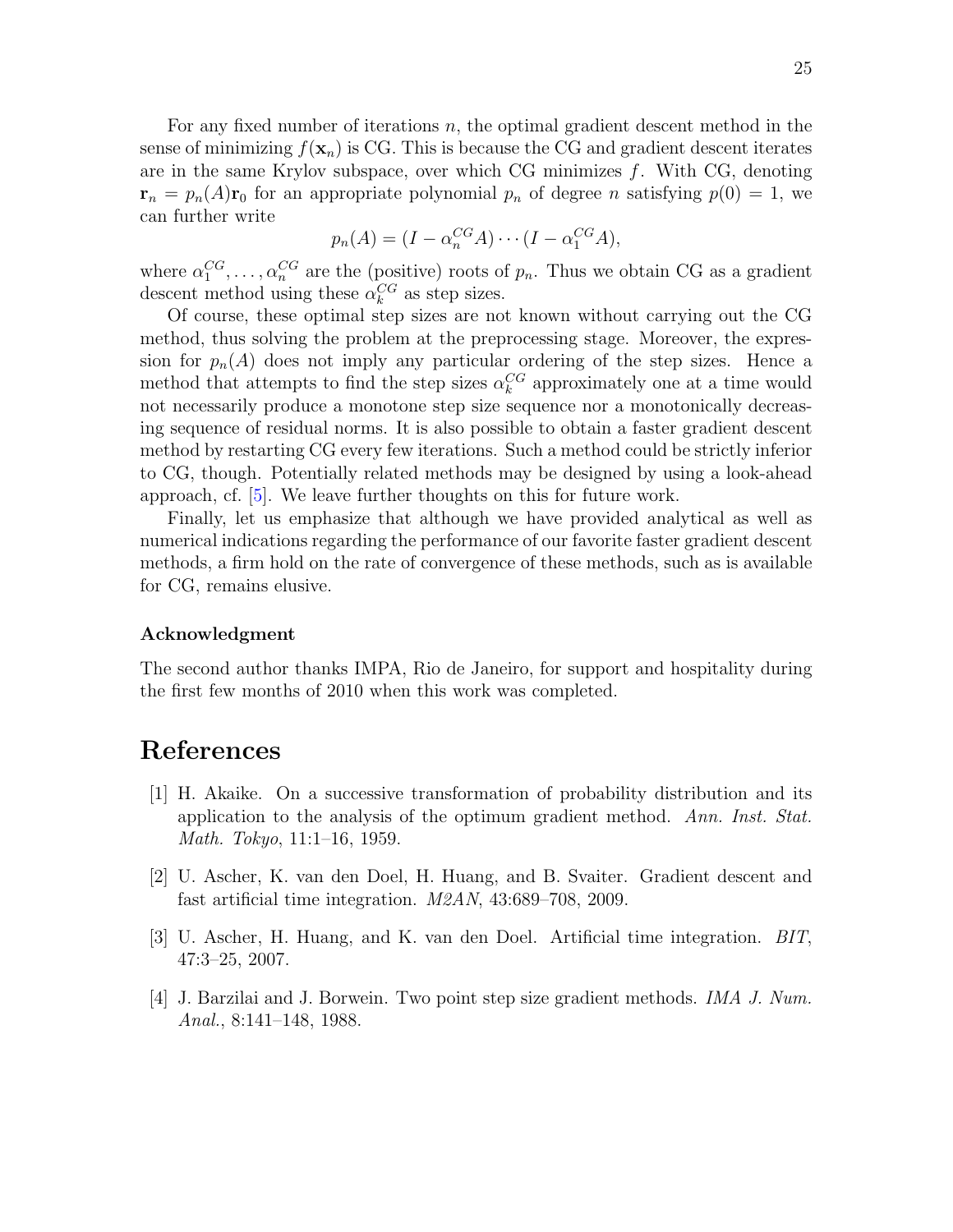For any fixed number of iterations $n$, the optimal gradient descent method in the sense of minimizing $f(\mathbf{x}_n)$ is CG. This is because the CG and gradient descent iterates are in the same Krylov subspace, over which CG minimizes $f$. With CG, denoting $\mathbf{r}_n = p_n(A)\mathbf{r}_0$ for an appropriate polynomial $p_n$ of degree $n$ satisfying $p(0) = 1$, we can further write

$$p_n(A) = (I - \alpha_n^{CG} A) \cdots (I - \alpha_1^{CG} A),$$

where $\alpha_1^{CG}, \ldots, \alpha_n^{CG}$ are the (positive) roots of $p_n$. Thus we obtain CG as a gradient descent method using these $\alpha_k^{CG}$ as step sizes.

Of course, these optimal step sizes are not known without carrying out the CG method, thus solving the problem at the preprocessing stage. Moreover, the expression for $p_n(A)$ does not imply any particular ordering of the step sizes. Hence a method that attempts to find the step sizes $\alpha_k^{CG}$ approximately one at a time would not necessarily produce a monotone step size sequence nor a monotonically decreasing sequence of residual norms. It is also possible to obtain a faster gradient descent method by restarting CG every few iterations. Such a method could be strictly inferior to CG, though. Potentially related methods may be designed by using a look-ahead approach, cf. [5]. We leave further thoughts on this for future work.

Finally, let us emphasize that although we have provided analytical as well as numerical indications regarding the performance of our favorite faster gradient descent methods, a firm hold on the rate of convergence of these methods, such as is available for CG, remains elusive.

### Acknowledgment

The second author thanks IMPA, Rio de Janeiro, for support and hospitality during the first few months of 2010 when this work was completed.

## References

[1] H. Akaike. On a successive transformation of probability distribution and its application to the analysis of the optimum gradient method. *Ann. Inst. Stat. Math. Tokyo*, 11:1–16, 1959.

[2] U. Ascher, K. van den Doel, H. Huang, and B. Svaiter. Gradient descent and fast artificial time integration. *M2AN*, 43:689–708, 2009.

[3] U. Ascher, H. Huang, and K. van den Doel. Artificial time integration. *BIT*, 47:3–25, 2007.

[4] J. Barzilai and J. Borwein. Two point step size gradient methods. *IMA J. Num. Anal.*, 8:141–148, 1988.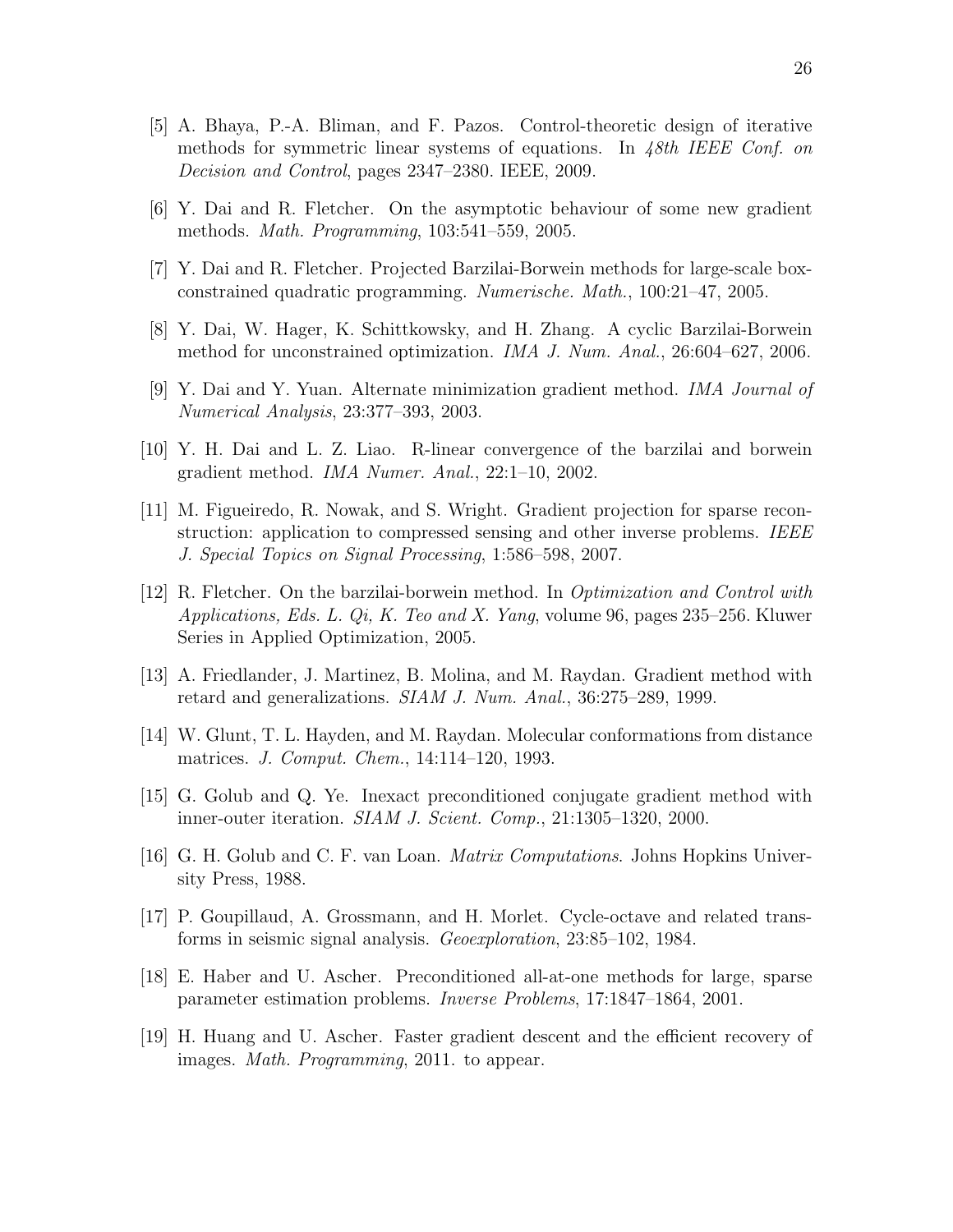[5] A. Bhaya, P.-A. Bliman, and F. Pazos. Control-theoretic design of iterative methods for symmetric linear systems of equations. In *48th IEEE Conf. on Decision and Control*, pages 2347–2380. IEEE, 2009.

[6] Y. Dai and R. Fletcher. On the asymptotic behaviour of some new gradient methods. *Math. Programming*, 103:541–559, 2005.

[7] Y. Dai and R. Fletcher. Projected Barzilai-Borwein methods for large-scale box-constrained quadratic programming. *Numerische. Math.*, 100:21–47, 2005.

[8] Y. Dai, W. Hager, K. Schittkowsky, and H. Zhang. A cyclic Barzilai-Borwein method for unconstrained optimization. *IMA J. Num. Anal.*, 26:604–627, 2006.

[9] Y. Dai and Y. Yuan. Alternate minimization gradient method. *IMA Journal of Numerical Analysis*, 23:377–393, 2003.

[10] Y. H. Dai and L. Z. Liao. R-linear convergence of the barzilai and borwein gradient method. *IMA Numer. Anal.*, 22:1–10, 2002.

[11] M. Figueiredo, R. Nowak, and S. Wright. Gradient projection for sparse reconstruction: application to compressed sensing and other inverse problems. *IEEE J. Special Topics on Signal Processing*, 1:586–598, 2007.

[12] R. Fletcher. On the barzilai-borwein method. In *Optimization and Control with Applications, Eds. L. Qi, K. Teo and X. Yang*, volume 96, pages 235–256. Kluwer Series in Applied Optimization, 2005.

[13] A. Friedlander, J. Martinez, B. Molina, and M. Raydan. Gradient method with retard and generalizations. *SIAM J. Num. Anal.*, 36:275–289, 1999.

[14] W. Glunt, T. L. Hayden, and M. Raydan. Molecular conformations from distance matrices. *J. Comput. Chem.*, 14:114–120, 1993.

[15] G. Golub and Q. Ye. Inexact preconditioned conjugate gradient method with inner-outer iteration. *SIAM J. Scient. Comp.*, 21:1305–1320, 2000.

[16] G. H. Golub and C. F. van Loan. *Matrix Computations*. Johns Hopkins University Press, 1988.

[17] P. Goupillaud, A. Grossmann, and H. Morlet. Cycle-octave and related transforms in seismic signal analysis. *Geoexploration*, 23:85–102, 1984.

[18] E. Haber and U. Ascher. Preconditioned all-at-one methods for large, sparse parameter estimation problems. *Inverse Problems*, 17:1847–1864, 2001.

[19] H. Huang and U. Ascher. Faster gradient descent and the efficient recovery of images. *Math. Programming*, 2011. to appear.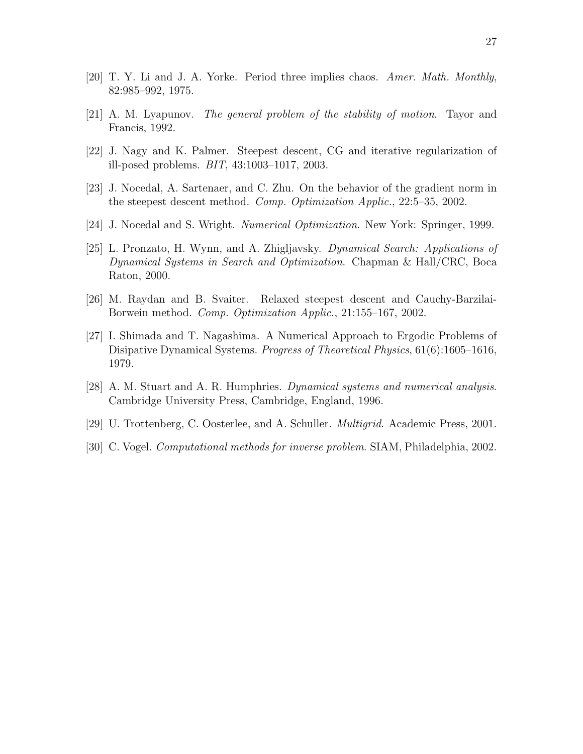[20] T. Y. Li and J. A. Yorke. Period three implies chaos. *Amer. Math. Monthly*, 82:985–992, 1975.

[21] A. M. Lyapunov. *The general problem of the stability of motion*. Tayor and Francis, 1992.

[22] J. Nagy and K. Palmer. Steepest descent, CG and iterative regularization of ill-posed problems. *BIT*, 43:1003–1017, 2003.

[23] J. Nocedal, A. Sartenaer, and C. Zhu. On the behavior of the gradient norm in the steepest descent method. *Comp. Optimization Applic.*, 22:5–35, 2002.

[24] J. Nocedal and S. Wright. *Numerical Optimization*. New York: Springer, 1999.

[25] L. Pronzato, H. Wynn, and A. Zhigljavsky. *Dynamical Search: Applications of Dynamical Systems in Search and Optimization*. Chapman & Hall/CRC, Boca Raton, 2000.

[26] M. Raydan and B. Svaiter. Relaxed steepest descent and Cauchy-Barzilai-Borwein method. *Comp. Optimization Applic.*, 21:155–167, 2002.

[27] I. Shimada and T. Nagashima. A Numerical Approach to Ergodic Problems of Disipative Dynamical Systems. *Progress of Theoretical Physics*, 61(6):1605–1616, 1979.

[28] A. M. Stuart and A. R. Humphries. *Dynamical systems and numerical analysis*. Cambridge University Press, Cambridge, England, 1996.

[29] U. Trottenberg, C. Oosterlee, and A. Schuller. *Multigrid*. Academic Press, 2001.

[30] C. Vogel. *Computational methods for inverse problem*. SIAM, Philadelphia, 2002.